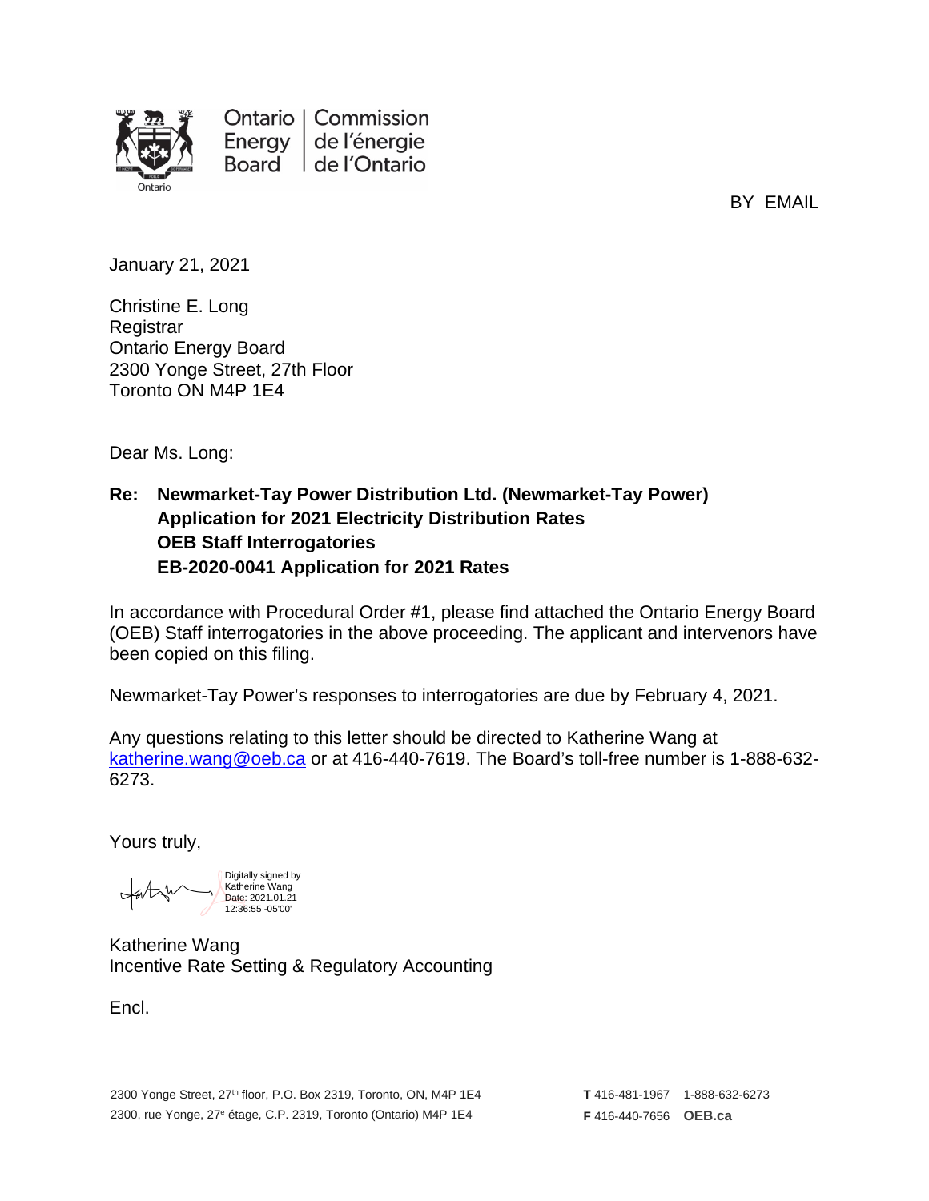Ontario Energy Board | Commission de l'énergie de l'Ontario

BY EMAIL

January 21, 2021

Christine E. Long
Registrar
Ontario Energy Board
2300 Yonge Street, 27th Floor
Toronto ON M4P 1E4

Dear Ms. Long:

**Re: Newmarket-Tay Power Distribution Ltd. (Newmarket-Tay Power)
Application for 2021 Electricity Distribution Rates
OEB Staff Interrogatories
EB-2020-0041 Application for 2021 Rates**

In accordance with Procedural Order #1, please find attached the Ontario Energy Board (OEB) Staff interrogatories in the above proceeding. The applicant and intervenors have been copied on this filing.

Newmarket-Tay Power's responses to interrogatories are due by February 4, 2021.

Any questions relating to this letter should be directed to Katherine Wang at katherine.wang@oeb.ca or at 416-440-7619. The Board's toll-free number is 1-888-632-6273.

Yours truly,

Digitally signed by Katherine Wang
Date: 2021.01.21 12:36:55 -05'00'

Katherine Wang
Incentive Rate Setting & Regulatory Accounting

Encl.

2300 Yonge Street, 27th floor, P.O. Box 2319, Toronto, ON, M4P 1E4
2300, rue Yonge, 27e étage, C.P. 2319, Toronto (Ontario) M4P 1E4

**T** 416-481-1967 1-888-632-6273
**F** 416-440-7656 **OEB.ca**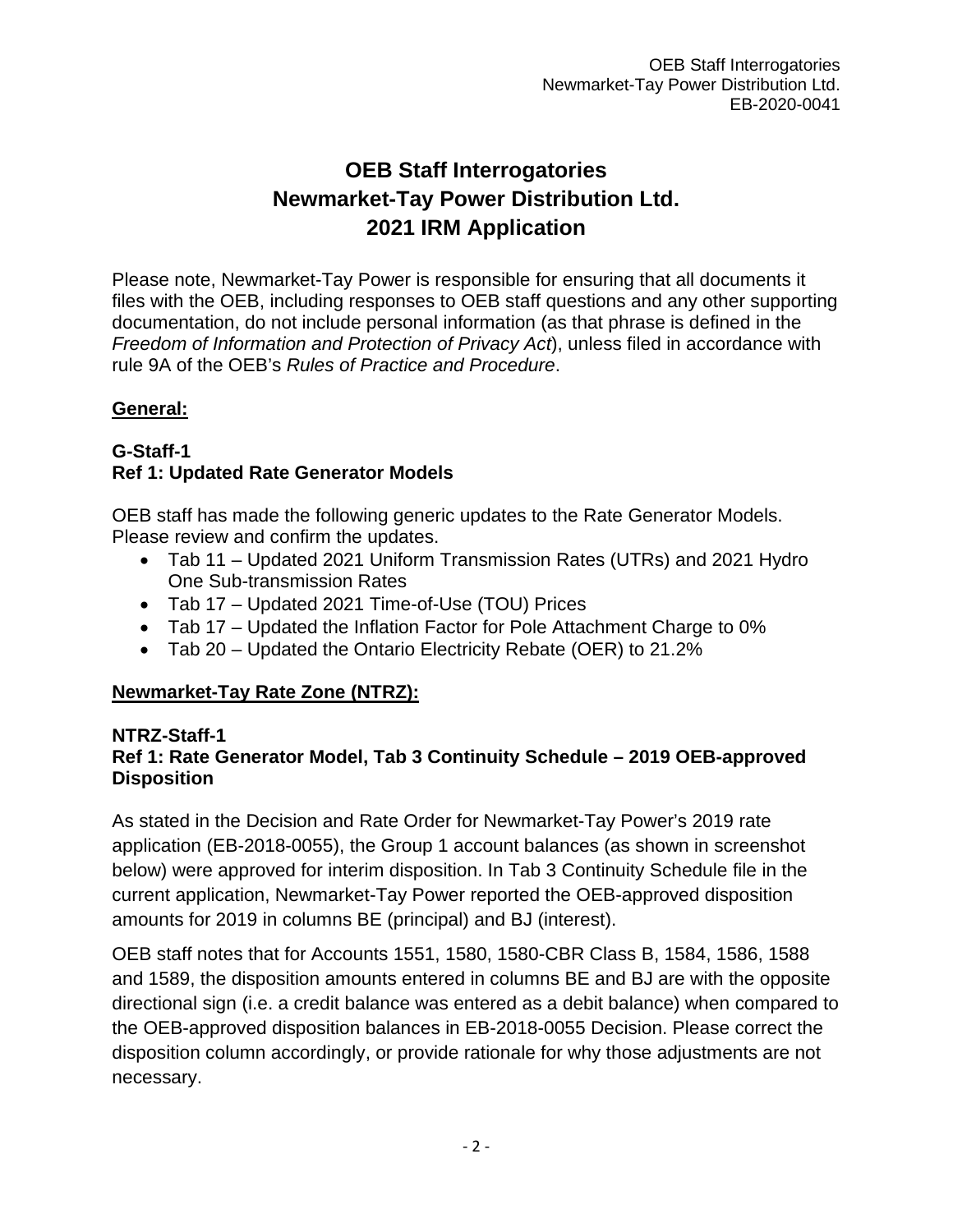# OEB Staff Interrogatories
# Newmarket-Tay Power Distribution Ltd.
# 2021 IRM Application

Please note, Newmarket-Tay Power is responsible for ensuring that all documents it files with the OEB, including responses to OEB staff questions and any other supporting documentation, do not include personal information (as that phrase is defined in the *Freedom of Information and Protection of Privacy Act*), unless filed in accordance with rule 9A of the OEB's *Rules of Practice and Procedure*.

## General:

### G-Staff-1
### Ref 1: Updated Rate Generator Models

OEB staff has made the following generic updates to the Rate Generator Models. Please review and confirm the updates.

- Tab 11 – Updated 2021 Uniform Transmission Rates (UTRs) and 2021 Hydro One Sub-transmission Rates
- Tab 17 – Updated 2021 Time-of-Use (TOU) Prices
- Tab 17 – Updated the Inflation Factor for Pole Attachment Charge to 0%
- Tab 20 – Updated the Ontario Electricity Rebate (OER) to 21.2%

## Newmarket-Tay Rate Zone (NTRZ):

### NTRZ-Staff-1
### Ref 1: Rate Generator Model, Tab 3 Continuity Schedule – 2019 OEB-approved Disposition

As stated in the Decision and Rate Order for Newmarket-Tay Power's 2019 rate application (EB-2018-0055), the Group 1 account balances (as shown in screenshot below) were approved for interim disposition. In Tab 3 Continuity Schedule file in the current application, Newmarket-Tay Power reported the OEB-approved disposition amounts for 2019 in columns BE (principal) and BJ (interest).

OEB staff notes that for Accounts 1551, 1580, 1580-CBR Class B, 1584, 1586, 1588 and 1589, the disposition amounts entered in columns BE and BJ are with the opposite directional sign (i.e. a credit balance was entered as a debit balance) when compared to the OEB-approved disposition balances in EB-2018-0055 Decision. Please correct the disposition column accordingly, or provide rationale for why those adjustments are not necessary.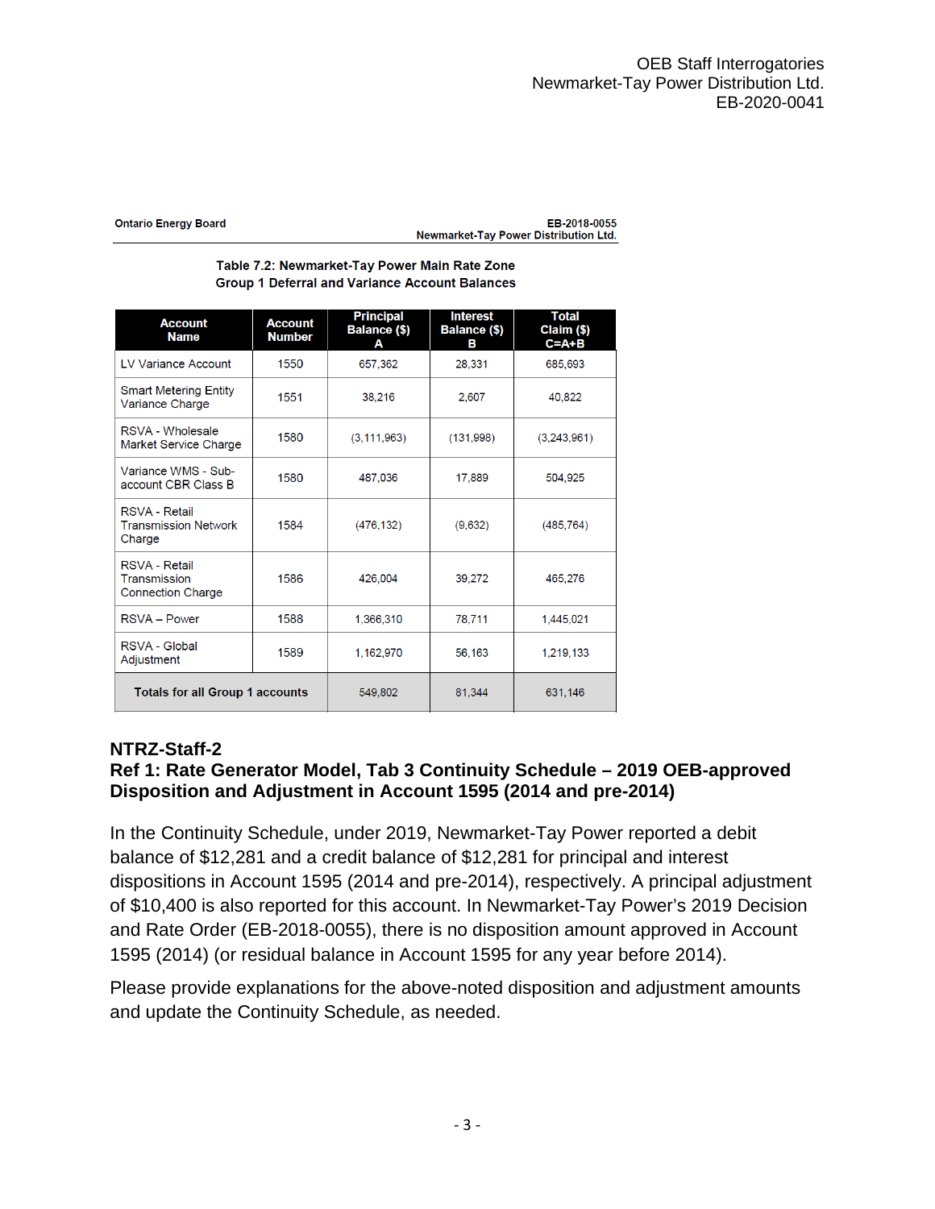Ontario Energy Board EB-2018-0055
Newmarket-Tay Power Distribution Ltd.

**Table 7.2: Newmarket-Tay Power Main Rate Zone Group 1 Deferral and Variance Account Balances**

| Account Name | Account Number | Principal Balance ($) A | Interest Balance ($) B | Total Claim ($) C=A+B |
|---|---|---|---|---|
| LV Variance Account | 1550 | 657,362 | 28,331 | 685,693 |
| Smart Metering Entity Variance Charge | 1551 | 38,216 | 2,607 | 40,822 |
| RSVA - Wholesale Market Service Charge | 1580 | (3,111,963) | (131,998) | (3,243,961) |
| Variance WMS - Sub-account CBR Class B | 1580 | 487,036 | 17,889 | 504,925 |
| RSVA - Retail Transmission Network Charge | 1584 | (476,132) | (9,632) | (485,764) |
| RSVA - Retail Transmission Connection Charge | 1586 | 426,004 | 39,272 | 465,276 |
| RSVA – Power | 1588 | 1,366,310 | 78,711 | 1,445,021 |
| RSVA - Global Adjustment | 1589 | 1,162,970 | 56,163 | 1,219,133 |
| **Totals for all Group 1 accounts** | | 549,802 | 81,344 | 631,146 |

## NTRZ-Staff-2

### Ref 1: Rate Generator Model, Tab 3 Continuity Schedule – 2019 OEB-approved Disposition and Adjustment in Account 1595 (2014 and pre-2014)

In the Continuity Schedule, under 2019, Newmarket-Tay Power reported a debit balance of $12,281 and a credit balance of $12,281 for principal and interest dispositions in Account 1595 (2014 and pre-2014), respectively. A principal adjustment of $10,400 is also reported for this account. In Newmarket-Tay Power's 2019 Decision and Rate Order (EB-2018-0055), there is no disposition amount approved in Account 1595 (2014) (or residual balance in Account 1595 for any year before 2014).

Please provide explanations for the above-noted disposition and adjustment amounts and update the Continuity Schedule, as needed.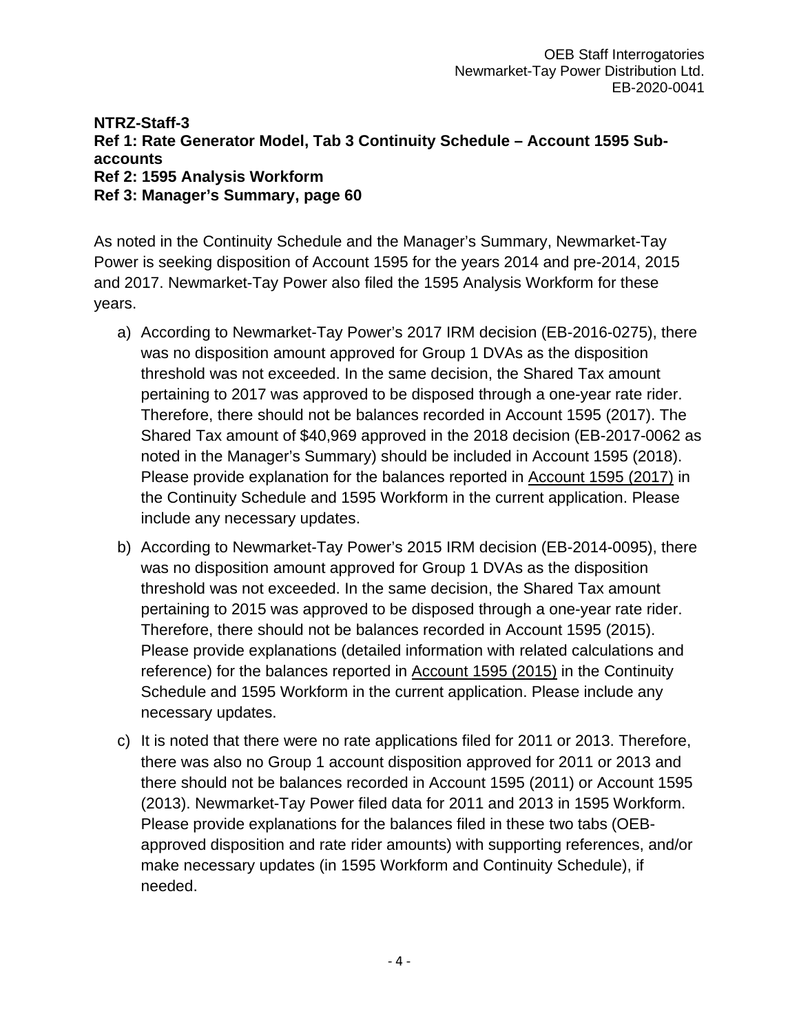**NTRZ-Staff-3**
**Ref 1: Rate Generator Model, Tab 3 Continuity Schedule – Account 1595 Sub-accounts**
**Ref 2: 1595 Analysis Workform**
**Ref 3: Manager's Summary, page 60**

As noted in the Continuity Schedule and the Manager's Summary, Newmarket-Tay Power is seeking disposition of Account 1595 for the years 2014 and pre-2014, 2015 and 2017. Newmarket-Tay Power also filed the 1595 Analysis Workform for these years.

a) According to Newmarket-Tay Power's 2017 IRM decision (EB-2016-0275), there was no disposition amount approved for Group 1 DVAs as the disposition threshold was not exceeded. In the same decision, the Shared Tax amount pertaining to 2017 was approved to be disposed through a one-year rate rider. Therefore, there should not be balances recorded in Account 1595 (2017). The Shared Tax amount of $40,969 approved in the 2018 decision (EB-2017-0062 as noted in the Manager's Summary) should be included in Account 1595 (2018). Please provide explanation for the balances reported in <u>Account 1595 (2017)</u> in the Continuity Schedule and 1595 Workform in the current application. Please include any necessary updates.

b) According to Newmarket-Tay Power's 2015 IRM decision (EB-2014-0095), there was no disposition amount approved for Group 1 DVAs as the disposition threshold was not exceeded. In the same decision, the Shared Tax amount pertaining to 2015 was approved to be disposed through a one-year rate rider. Therefore, there should not be balances recorded in Account 1595 (2015). Please provide explanations (detailed information with related calculations and reference) for the balances reported in <u>Account 1595 (2015)</u> in the Continuity Schedule and 1595 Workform in the current application. Please include any necessary updates.

c) It is noted that there were no rate applications filed for 2011 or 2013. Therefore, there was also no Group 1 account disposition approved for 2011 or 2013 and there should not be balances recorded in Account 1595 (2011) or Account 1595 (2013). Newmarket-Tay Power filed data for 2011 and 2013 in 1595 Workform. Please provide explanations for the balances filed in these two tabs (OEB-approved disposition and rate rider amounts) with supporting references, and/or make necessary updates (in 1595 Workform and Continuity Schedule), if needed.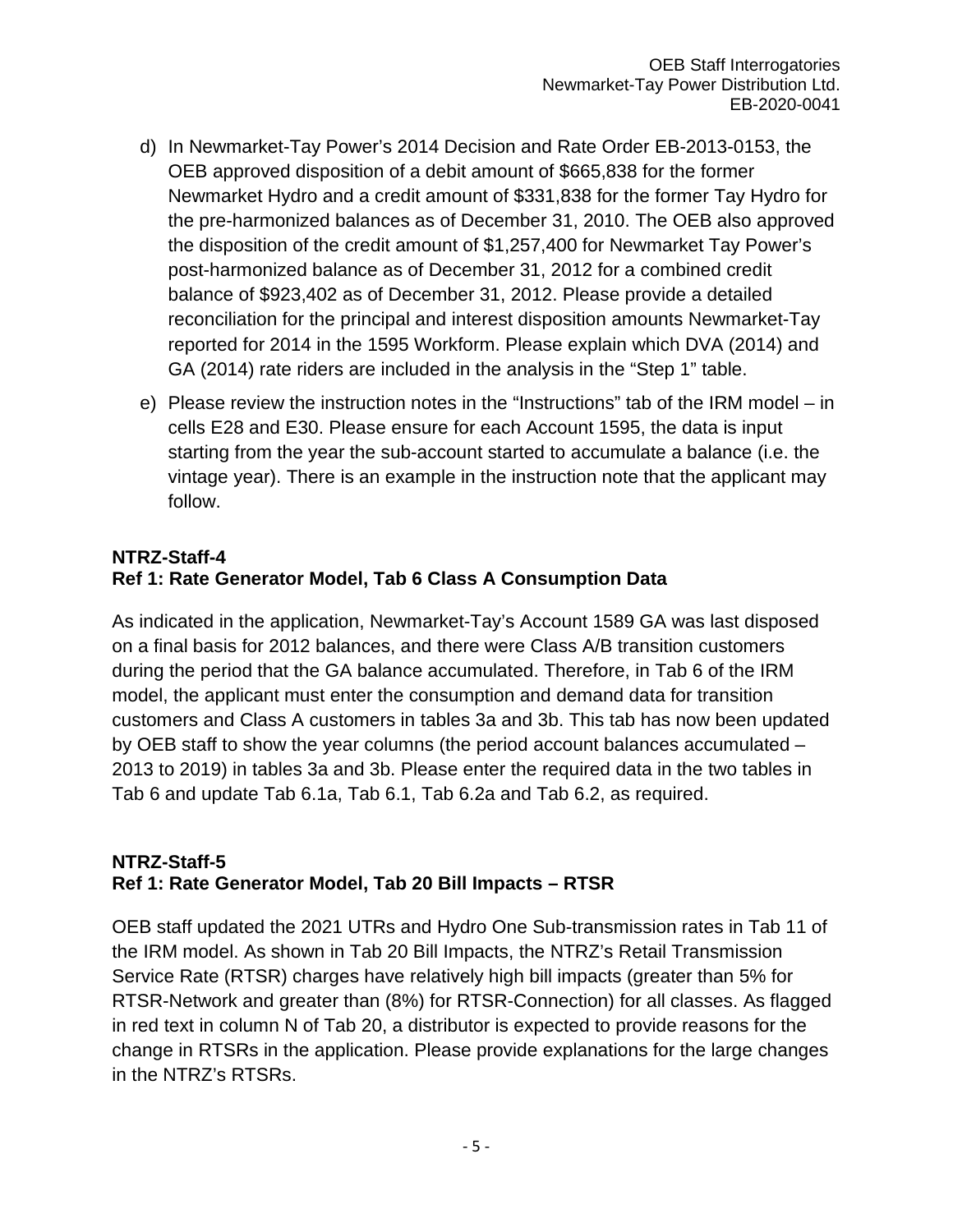d) In Newmarket-Tay Power's 2014 Decision and Rate Order EB-2013-0153, the OEB approved disposition of a debit amount of $665,838 for the former Newmarket Hydro and a credit amount of $331,838 for the former Tay Hydro for the pre-harmonized balances as of December 31, 2010. The OEB also approved the disposition of the credit amount of $1,257,400 for Newmarket Tay Power's post-harmonized balance as of December 31, 2012 for a combined credit balance of $923,402 as of December 31, 2012. Please provide a detailed reconciliation for the principal and interest disposition amounts Newmarket-Tay reported for 2014 in the 1595 Workform. Please explain which DVA (2014) and GA (2014) rate riders are included in the analysis in the "Step 1" table.

e) Please review the instruction notes in the "Instructions" tab of the IRM model – in cells E28 and E30. Please ensure for each Account 1595, the data is input starting from the year the sub-account started to accumulate a balance (i.e. the vintage year). There is an example in the instruction note that the applicant may follow.

**NTRZ-Staff-4**
**Ref 1: Rate Generator Model, Tab 6 Class A Consumption Data**

As indicated in the application, Newmarket-Tay's Account 1589 GA was last disposed on a final basis for 2012 balances, and there were Class A/B transition customers during the period that the GA balance accumulated. Therefore, in Tab 6 of the IRM model, the applicant must enter the consumption and demand data for transition customers and Class A customers in tables 3a and 3b. This tab has now been updated by OEB staff to show the year columns (the period account balances accumulated – 2013 to 2019) in tables 3a and 3b. Please enter the required data in the two tables in Tab 6 and update Tab 6.1a, Tab 6.1, Tab 6.2a and Tab 6.2, as required.

**NTRZ-Staff-5**
**Ref 1: Rate Generator Model, Tab 20 Bill Impacts – RTSR**

OEB staff updated the 2021 UTRs and Hydro One Sub-transmission rates in Tab 11 of the IRM model. As shown in Tab 20 Bill Impacts, the NTRZ's Retail Transmission Service Rate (RTSR) charges have relatively high bill impacts (greater than 5% for RTSR-Network and greater than (8%) for RTSR-Connection) for all classes. As flagged in red text in column N of Tab 20, a distributor is expected to provide reasons for the change in RTSRs in the application. Please provide explanations for the large changes in the NTRZ's RTSRs.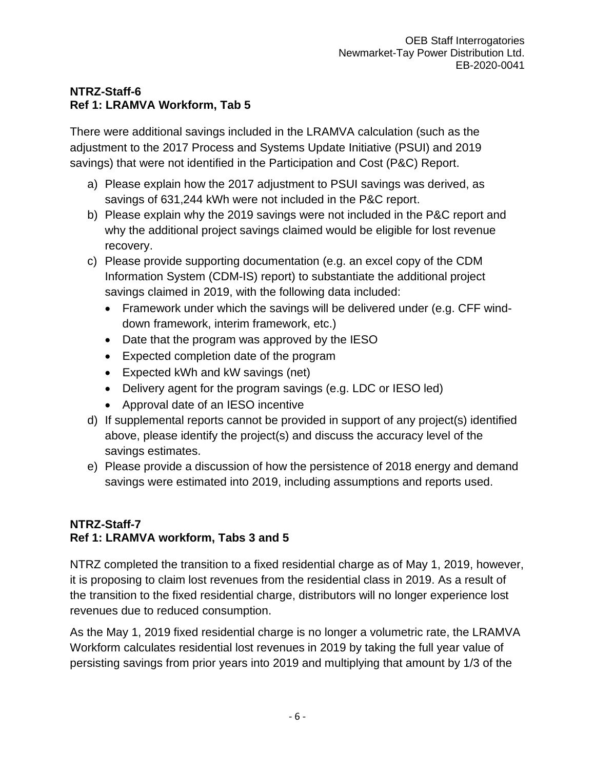**NTRZ-Staff-6**
**Ref 1: LRAMVA Workform, Tab 5**

There were additional savings included in the LRAMVA calculation (such as the adjustment to the 2017 Process and Systems Update Initiative (PSUI) and 2019 savings) that were not identified in the Participation and Cost (P&C) Report.

a) Please explain how the 2017 adjustment to PSUI savings was derived, as savings of 631,244 kWh were not included in the P&C report.

b) Please explain why the 2019 savings were not included in the P&C report and why the additional project savings claimed would be eligible for lost revenue recovery.

c) Please provide supporting documentation (e.g. an excel copy of the CDM Information System (CDM-IS) report) to substantiate the additional project savings claimed in 2019, with the following data included:

- Framework under which the savings will be delivered under (e.g. CFF wind-down framework, interim framework, etc.)
- Date that the program was approved by the IESO
- Expected completion date of the program
- Expected kWh and kW savings (net)
- Delivery agent for the program savings (e.g. LDC or IESO led)
- Approval date of an IESO incentive

d) If supplemental reports cannot be provided in support of any project(s) identified above, please identify the project(s) and discuss the accuracy level of the savings estimates.

e) Please provide a discussion of how the persistence of 2018 energy and demand savings were estimated into 2019, including assumptions and reports used.

**NTRZ-Staff-7**
**Ref 1: LRAMVA workform, Tabs 3 and 5**

NTRZ completed the transition to a fixed residential charge as of May 1, 2019, however, it is proposing to claim lost revenues from the residential class in 2019. As a result of the transition to the fixed residential charge, distributors will no longer experience lost revenues due to reduced consumption.

As the May 1, 2019 fixed residential charge is no longer a volumetric rate, the LRAMVA Workform calculates residential lost revenues in 2019 by taking the full year value of persisting savings from prior years into 2019 and multiplying that amount by 1/3 of the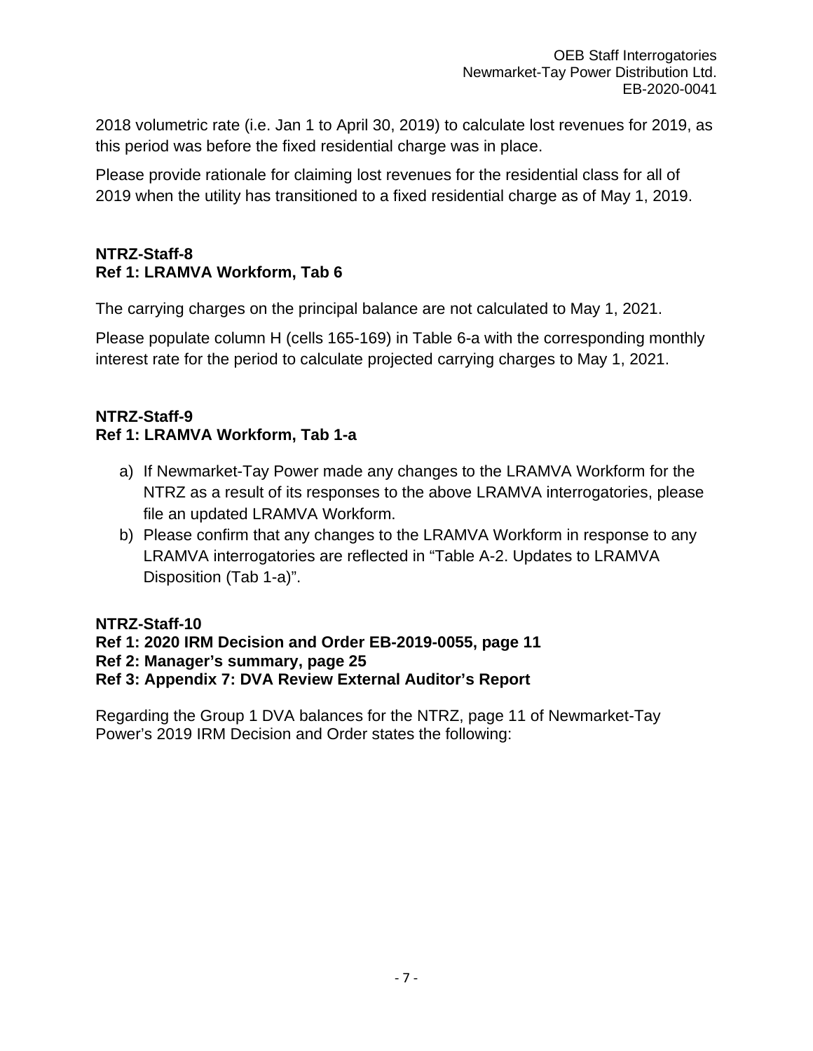2018 volumetric rate (i.e. Jan 1 to April 30, 2019) to calculate lost revenues for 2019, as this period was before the fixed residential charge was in place.

Please provide rationale for claiming lost revenues for the residential class for all of 2019 when the utility has transitioned to a fixed residential charge as of May 1, 2019.

**NTRZ-Staff-8**
**Ref 1: LRAMVA Workform, Tab 6**

The carrying charges on the principal balance are not calculated to May 1, 2021.

Please populate column H (cells 165-169) in Table 6-a with the corresponding monthly interest rate for the period to calculate projected carrying charges to May 1, 2021.

**NTRZ-Staff-9**
**Ref 1: LRAMVA Workform, Tab 1-a**

a) If Newmarket-Tay Power made any changes to the LRAMVA Workform for the NTRZ as a result of its responses to the above LRAMVA interrogatories, please file an updated LRAMVA Workform.
b) Please confirm that any changes to the LRAMVA Workform in response to any LRAMVA interrogatories are reflected in "Table A-2. Updates to LRAMVA Disposition (Tab 1-a)".

**NTRZ-Staff-10**
**Ref 1: 2020 IRM Decision and Order EB-2019-0055, page 11**
**Ref 2: Manager's summary, page 25**
**Ref 3: Appendix 7: DVA Review External Auditor's Report**

Regarding the Group 1 DVA balances for the NTRZ, page 11 of Newmarket-Tay Power's 2019 IRM Decision and Order states the following: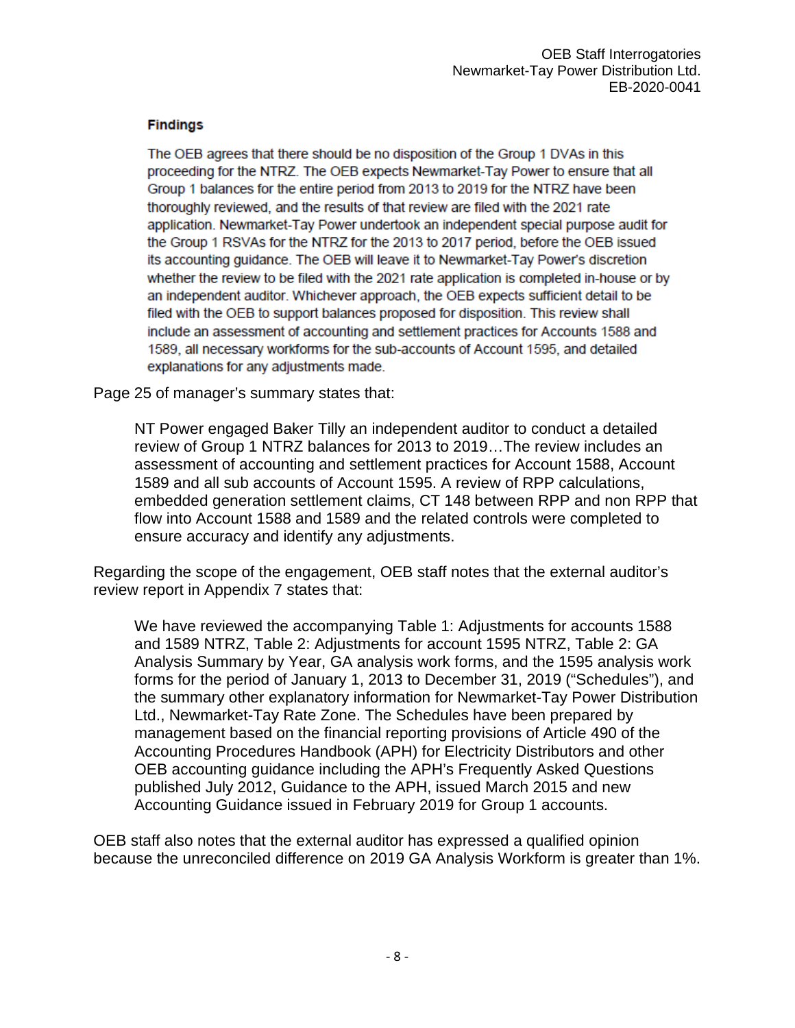**Findings**

> The OEB agrees that there should be no disposition of the Group 1 DVAs in this proceeding for the NTRZ. The OEB expects Newmarket-Tay Power to ensure that all Group 1 balances for the entire period from 2013 to 2019 for the NTRZ have been thoroughly reviewed, and the results of that review are filed with the 2021 rate application. Newmarket-Tay Power undertook an independent special purpose audit for the Group 1 RSVAs for the NTRZ for the 2013 to 2017 period, before the OEB issued its accounting guidance. The OEB will leave it to Newmarket-Tay Power's discretion whether the review to be filed with the 2021 rate application is completed in-house or by an independent auditor. Whichever approach, the OEB expects sufficient detail to be filed with the OEB to support balances proposed for disposition. This review shall include an assessment of accounting and settlement practices for Accounts 1588 and 1589, all necessary workforms for the sub-accounts of Account 1595, and detailed explanations for any adjustments made.

Page 25 of manager's summary states that:

> NT Power engaged Baker Tilly an independent auditor to conduct a detailed review of Group 1 NTRZ balances for 2013 to 2019…The review includes an assessment of accounting and settlement practices for Account 1588, Account 1589 and all sub accounts of Account 1595. A review of RPP calculations, embedded generation settlement claims, CT 148 between RPP and non RPP that flow into Account 1588 and 1589 and the related controls were completed to ensure accuracy and identify any adjustments.

Regarding the scope of the engagement, OEB staff notes that the external auditor's review report in Appendix 7 states that:

> We have reviewed the accompanying Table 1: Adjustments for accounts 1588 and 1589 NTRZ, Table 2: Adjustments for account 1595 NTRZ, Table 2: GA Analysis Summary by Year, GA analysis work forms, and the 1595 analysis work forms for the period of January 1, 2013 to December 31, 2019 ("Schedules"), and the summary other explanatory information for Newmarket-Tay Power Distribution Ltd., Newmarket-Tay Rate Zone. The Schedules have been prepared by management based on the financial reporting provisions of Article 490 of the Accounting Procedures Handbook (APH) for Electricity Distributors and other OEB accounting guidance including the APH's Frequently Asked Questions published July 2012, Guidance to the APH, issued March 2015 and new Accounting Guidance issued in February 2019 for Group 1 accounts.

OEB staff also notes that the external auditor has expressed a qualified opinion because the unreconciled difference on 2019 GA Analysis Workform is greater than 1%.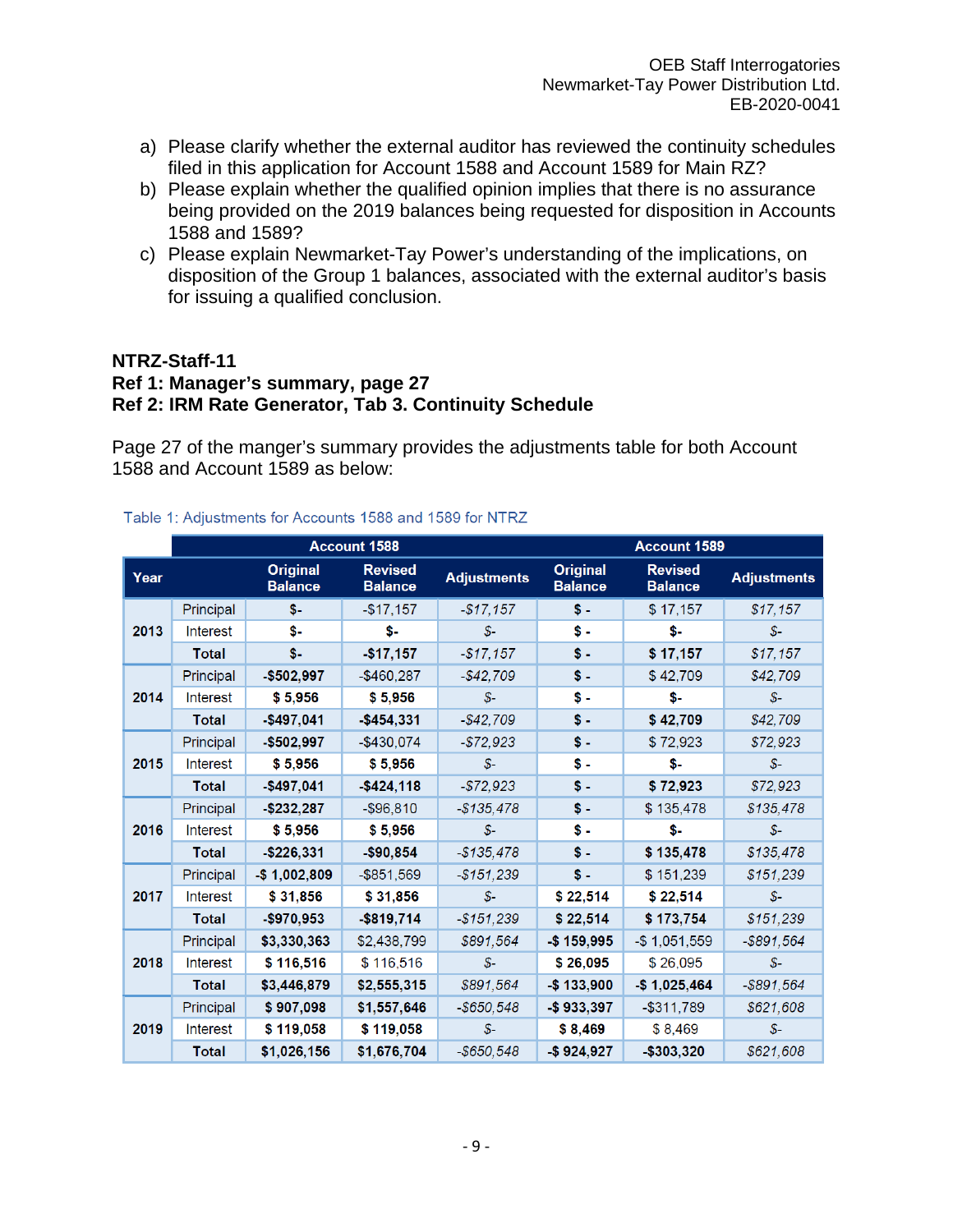a) Please clarify whether the external auditor has reviewed the continuity schedules filed in this application for Account 1588 and Account 1589 for Main RZ?
b) Please explain whether the qualified opinion implies that there is no assurance being provided on the 2019 balances being requested for disposition in Accounts 1588 and 1589?
c) Please explain Newmarket-Tay Power's understanding of the implications, on disposition of the Group 1 balances, associated with the external auditor's basis for issuing a qualified conclusion.

**NTRZ-Staff-11**
**Ref 1: Manager's summary, page 27**
**Ref 2: IRM Rate Generator, Tab 3. Continuity Schedule**

Page 27 of the manger's summary provides the adjustments table for both Account 1588 and Account 1589 as below:

Table 1: Adjustments for Accounts 1588 and 1589 for NTRZ

| | | Account 1588 | | | Account 1589 | | |
|---|---|---|---|---|---|---|---|
| **Year** | | **Original Balance** | **Revised Balance** | **Adjustments** | **Original Balance** | **Revised Balance** | **Adjustments** |
| **2013** | Principal | $- | -$17,157 | -$17,157 | $ - | $ 17,157 | $17,157 |
| | Interest | $- | $- | $- | $ - | $- | $- |
| | **Total** | **$-** | **-$17,157** | -$17,157 | **$ -** | **$ 17,157** | $17,157 |
| **2014** | Principal | -$502,997 | -$460,287 | -$42,709 | $ - | $ 42,709 | $42,709 |
| | Interest | $ 5,956 | $ 5,956 | $- | $ - | $- | $- |
| | **Total** | **-$497,041** | **-$454,331** | -$42,709 | **$ -** | **$ 42,709** | $42,709 |
| **2015** | Principal | -$502,997 | -$430,074 | -$72,923 | $ - | $ 72,923 | $72,923 |
| | Interest | $ 5,956 | $ 5,956 | $- | $ - | $- | $- |
| | **Total** | **-$497,041** | **-$424,118** | -$72,923 | **$ -** | **$ 72,923** | $72,923 |
| **2016** | Principal | -$232,287 | -$96,810 | -$135,478 | $ - | $ 135,478 | $135,478 |
| | Interest | $ 5,956 | $ 5,956 | $- | $ - | $- | $- |
| | **Total** | **-$226,331** | **-$90,854** | -$135,478 | **$ -** | **$ 135,478** | $135,478 |
| **2017** | Principal | -$ 1,002,809 | -$851,569 | -$151,239 | $ - | $ 151,239 | $151,239 |
| | Interest | $ 31,856 | $ 31,856 | $- | $ 22,514 | $ 22,514 | $- |
| | **Total** | **-$970,953** | **-$819,714** | -$151,239 | **$ 22,514** | **$ 173,754** | $151,239 |
| **2018** | Principal | $3,330,363 | $2,438,799 | $891,564 | -$ 159,995 | -$ 1,051,559 | -$891,564 |
| | Interest | $ 116,516 | $ 116,516 | $- | $ 26,095 | $ 26,095 | $- |
| | **Total** | **$3,446,879** | **$2,555,315** | $891,564 | **-$ 133,900** | **-$ 1,025,464** | -$891,564 |
| **2019** | Principal | $ 907,098 | $1,557,646 | -$650,548 | -$ 933,397 | -$311,789 | $621,608 |
| | Interest | $ 119,058 | $ 119,058 | $- | $ 8,469 | $ 8,469 | $- |
| | **Total** | **$1,026,156** | **$1,676,704** | -$650,548 | **-$ 924,927** | **-$303,320** | $621,608 |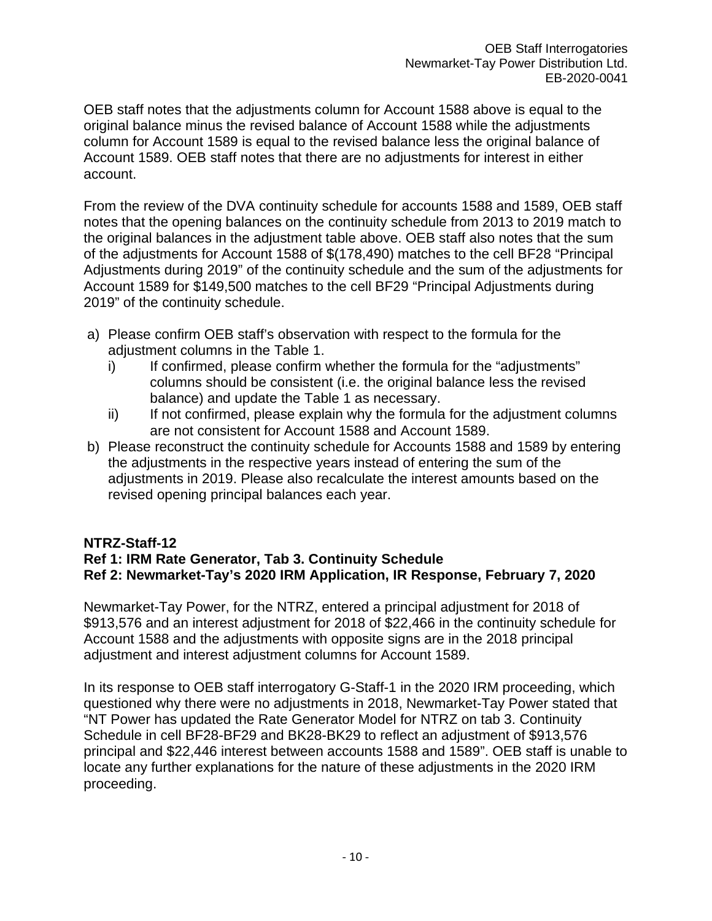OEB staff notes that the adjustments column for Account 1588 above is equal to the original balance minus the revised balance of Account 1588 while the adjustments column for Account 1589 is equal to the revised balance less the original balance of Account 1589. OEB staff notes that there are no adjustments for interest in either account.

From the review of the DVA continuity schedule for accounts 1588 and 1589, OEB staff notes that the opening balances on the continuity schedule from 2013 to 2019 match to the original balances in the adjustment table above. OEB staff also notes that the sum of the adjustments for Account 1588 of $(178,490) matches to the cell BF28 "Principal Adjustments during 2019" of the continuity schedule and the sum of the adjustments for Account 1589 for $149,500 matches to the cell BF29 "Principal Adjustments during 2019" of the continuity schedule.

a) Please confirm OEB staff's observation with respect to the formula for the adjustment columns in the Table 1.
   i) If confirmed, please confirm whether the formula for the "adjustments" columns should be consistent (i.e. the original balance less the revised balance) and update the Table 1 as necessary.
   ii) If not confirmed, please explain why the formula for the adjustment columns are not consistent for Account 1588 and Account 1589.
b) Please reconstruct the continuity schedule for Accounts 1588 and 1589 by entering the adjustments in the respective years instead of entering the sum of the adjustments in 2019. Please also recalculate the interest amounts based on the revised opening principal balances each year.

**NTRZ-Staff-12**
**Ref 1: IRM Rate Generator, Tab 3. Continuity Schedule**
**Ref 2: Newmarket-Tay's 2020 IRM Application, IR Response, February 7, 2020**

Newmarket-Tay Power, for the NTRZ, entered a principal adjustment for 2018 of $913,576 and an interest adjustment for 2018 of $22,466 in the continuity schedule for Account 1588 and the adjustments with opposite signs are in the 2018 principal adjustment and interest adjustment columns for Account 1589.

In its response to OEB staff interrogatory G-Staff-1 in the 2020 IRM proceeding, which questioned why there were no adjustments in 2018, Newmarket-Tay Power stated that "NT Power has updated the Rate Generator Model for NTRZ on tab 3. Continuity Schedule in cell BF28-BF29 and BK28-BK29 to reflect an adjustment of $913,576 principal and $22,446 interest between accounts 1588 and 1589". OEB staff is unable to locate any further explanations for the nature of these adjustments in the 2020 IRM proceeding.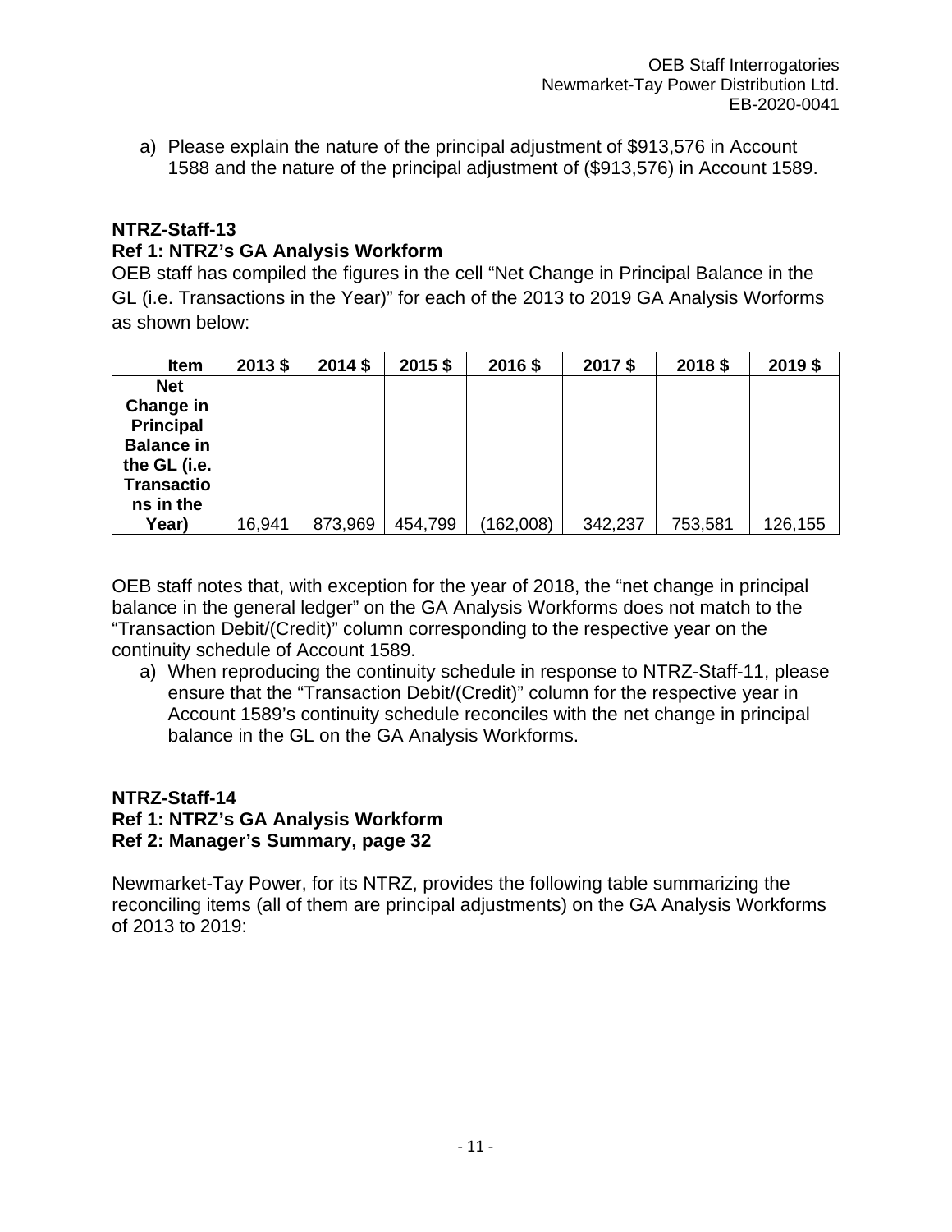a) Please explain the nature of the principal adjustment of $913,576 in Account 1588 and the nature of the principal adjustment of ($913,576) in Account 1589.

**NTRZ-Staff-13**
**Ref 1: NTRZ's GA Analysis Workform**

OEB staff has compiled the figures in the cell "Net Change in Principal Balance in the GL (i.e. Transactions in the Year)" for each of the 2013 to 2019 GA Analysis Worforms as shown below:

| Item | 2013 $ | 2014 $ | 2015 $ | 2016 $ | 2017 $ | 2018 $ | 2019 $ |
|---|---|---|---|---|---|---|---|
| **Net Change in Principal Balance in the GL (i.e. Transactions in the Year)** | 16,941 | 873,969 | 454,799 | (162,008) | 342,237 | 753,581 | 126,155 |

OEB staff notes that, with exception for the year of 2018, the "net change in principal balance in the general ledger" on the GA Analysis Workforms does not match to the "Transaction Debit/(Credit)" column corresponding to the respective year on the continuity schedule of Account 1589.

a) When reproducing the continuity schedule in response to NTRZ-Staff-11, please ensure that the "Transaction Debit/(Credit)" column for the respective year in Account 1589's continuity schedule reconciles with the net change in principal balance in the GL on the GA Analysis Workforms.

**NTRZ-Staff-14**
**Ref 1: NTRZ's GA Analysis Workform**
**Ref 2: Manager's Summary, page 32**

Newmarket-Tay Power, for its NTRZ, provides the following table summarizing the reconciling items (all of them are principal adjustments) on the GA Analysis Workforms of 2013 to 2019: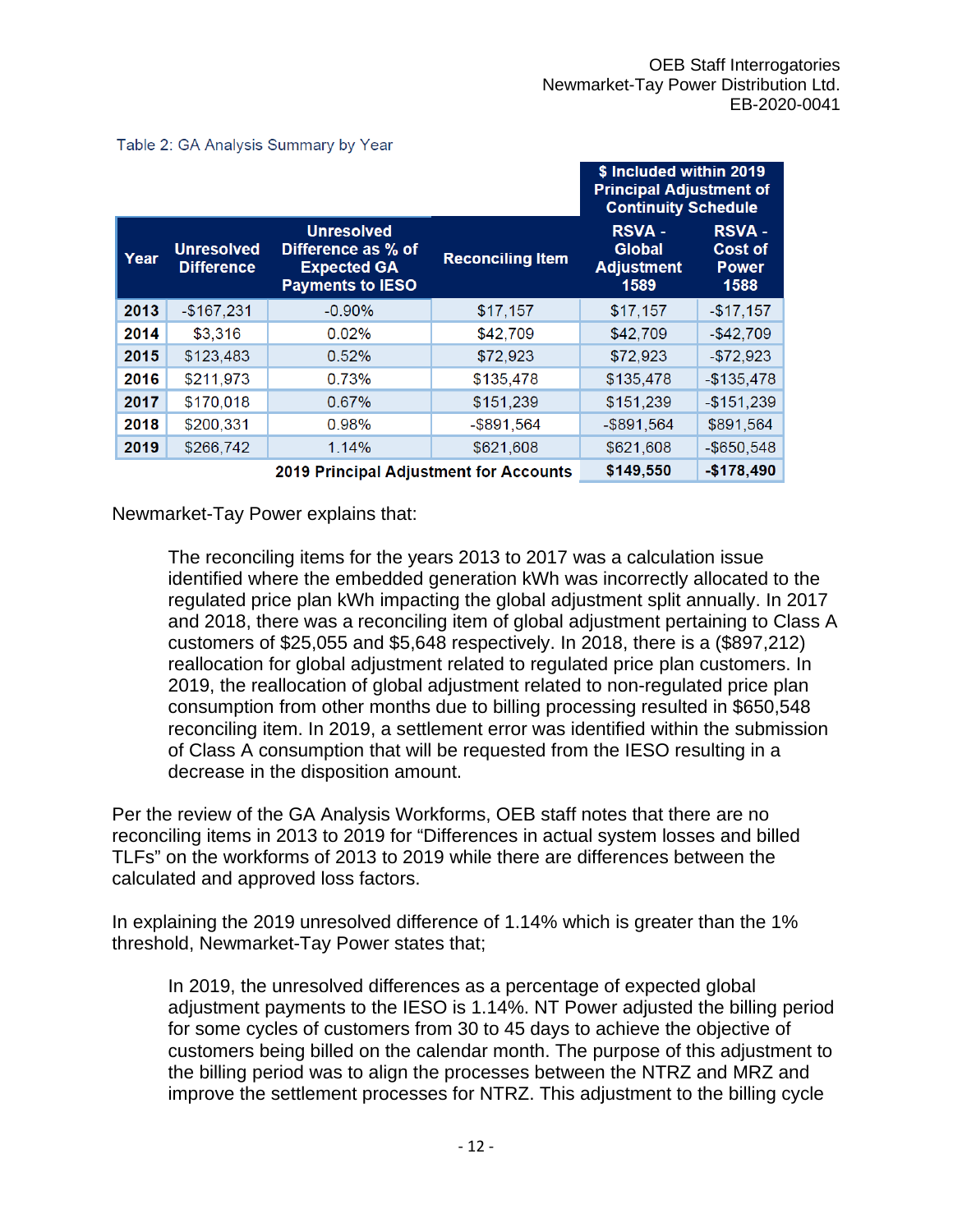Table 2: GA Analysis Summary by Year

| Year | Unresolved Difference | Unresolved Difference as % of Expected GA Payments to IESO | Reconciling Item | $ Included within 2019 Principal Adjustment of Continuity Schedule RSVA - Global Adjustment 1589 | RSVA - Cost of Power 1588 |
|---|---|---|---|---|---|
| 2013 | -$167,231 | -0.90% | $17,157 | $17,157 | -$17,157 |
| 2014 | $3,316 | 0.02% | $42,709 | $42,709 | -$42,709 |
| 2015 | $123,483 | 0.52% | $72,923 | $72,923 | -$72,923 |
| 2016 | $211,973 | 0.73% | $135,478 | $135,478 | -$135,478 |
| 2017 | $170,018 | 0.67% | $151,239 | $151,239 | -$151,239 |
| 2018 | $200,331 | 0.98% | -$891,564 | -$891,564 | $891,564 |
| 2019 | $266,742 | 1.14% | $621,608 | $621,608 | -$650,548 |
| | | | **2019 Principal Adjustment for Accounts** | **$149,550** | **-$178,490** |

Newmarket-Tay Power explains that:

> The reconciling items for the years 2013 to 2017 was a calculation issue identified where the embedded generation kWh was incorrectly allocated to the regulated price plan kWh impacting the global adjustment split annually. In 2017 and 2018, there was a reconciling item of global adjustment pertaining to Class A customers of $25,055 and $5,648 respectively. In 2018, there is a ($897,212) reallocation for global adjustment related to regulated price plan customers. In 2019, the reallocation of global adjustment related to non-regulated price plan consumption from other months due to billing processing resulted in $650,548 reconciling item. In 2019, a settlement error was identified within the submission of Class A consumption that will be requested from the IESO resulting in a decrease in the disposition amount.

Per the review of the GA Analysis Workforms, OEB staff notes that there are no reconciling items in 2013 to 2019 for "Differences in actual system losses and billed TLFs" on the workforms of 2013 to 2019 while there are differences between the calculated and approved loss factors.

In explaining the 2019 unresolved difference of 1.14% which is greater than the 1% threshold, Newmarket-Tay Power states that;

> In 2019, the unresolved differences as a percentage of expected global adjustment payments to the IESO is 1.14%. NT Power adjusted the billing period for some cycles of customers from 30 to 45 days to achieve the objective of customers being billed on the calendar month. The purpose of this adjustment to the billing period was to align the processes between the NTRZ and MRZ and improve the settlement processes for NTRZ. This adjustment to the billing cycle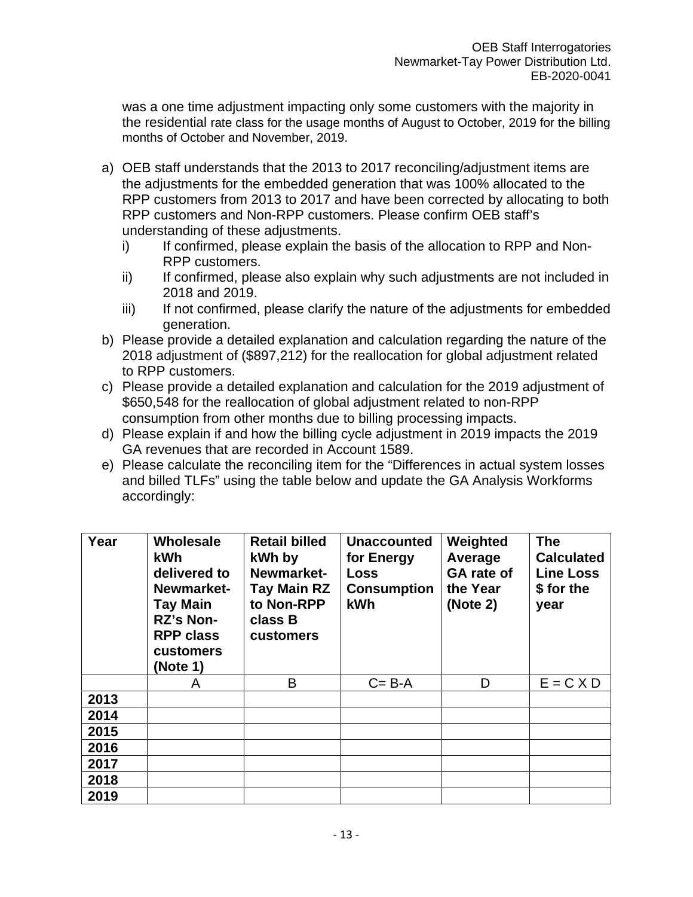was a one time adjustment impacting only some customers with the majority in the residential rate class for the usage months of August to October, 2019 for the billing months of October and November, 2019.

a) OEB staff understands that the 2013 to 2017 reconciling/adjustment items are the adjustments for the embedded generation that was 100% allocated to the RPP customers from 2013 to 2017 and have been corrected by allocating to both RPP customers and Non-RPP customers. Please confirm OEB staff's understanding of these adjustments.
   i) If confirmed, please explain the basis of the allocation to RPP and Non-RPP customers.
   ii) If confirmed, please also explain why such adjustments are not included in 2018 and 2019.
   iii) If not confirmed, please clarify the nature of the adjustments for embedded generation.

b) Please provide a detailed explanation and calculation regarding the nature of the 2018 adjustment of ($897,212) for the reallocation for global adjustment related to RPP customers.

c) Please provide a detailed explanation and calculation for the 2019 adjustment of $650,548 for the reallocation of global adjustment related to non-RPP consumption from other months due to billing processing impacts.

d) Please explain if and how the billing cycle adjustment in 2019 impacts the 2019 GA revenues that are recorded in Account 1589.

e) Please calculate the reconciling item for the "Differences in actual system losses and billed TLFs" using the table below and update the GA Analysis Workforms accordingly:

| Year | Wholesale kWh delivered to Newmarket-Tay Main RZ's Non-RPP class customers (Note 1) | Retail billed kWh by Newmarket-Tay Main RZ to Non-RPP class B customers | Unaccounted for Energy Loss Consumption kWh | Weighted Average GA rate of the Year (Note 2) | The Calculated Line Loss $ for the year |
|---|---|---|---|---|---|
| | A | B | C= B-A | D | E = C X D |
| 2013 | | | | | |
| 2014 | | | | | |
| 2015 | | | | | |
| 2016 | | | | | |
| 2017 | | | | | |
| 2018 | | | | | |
| 2019 | | | | | |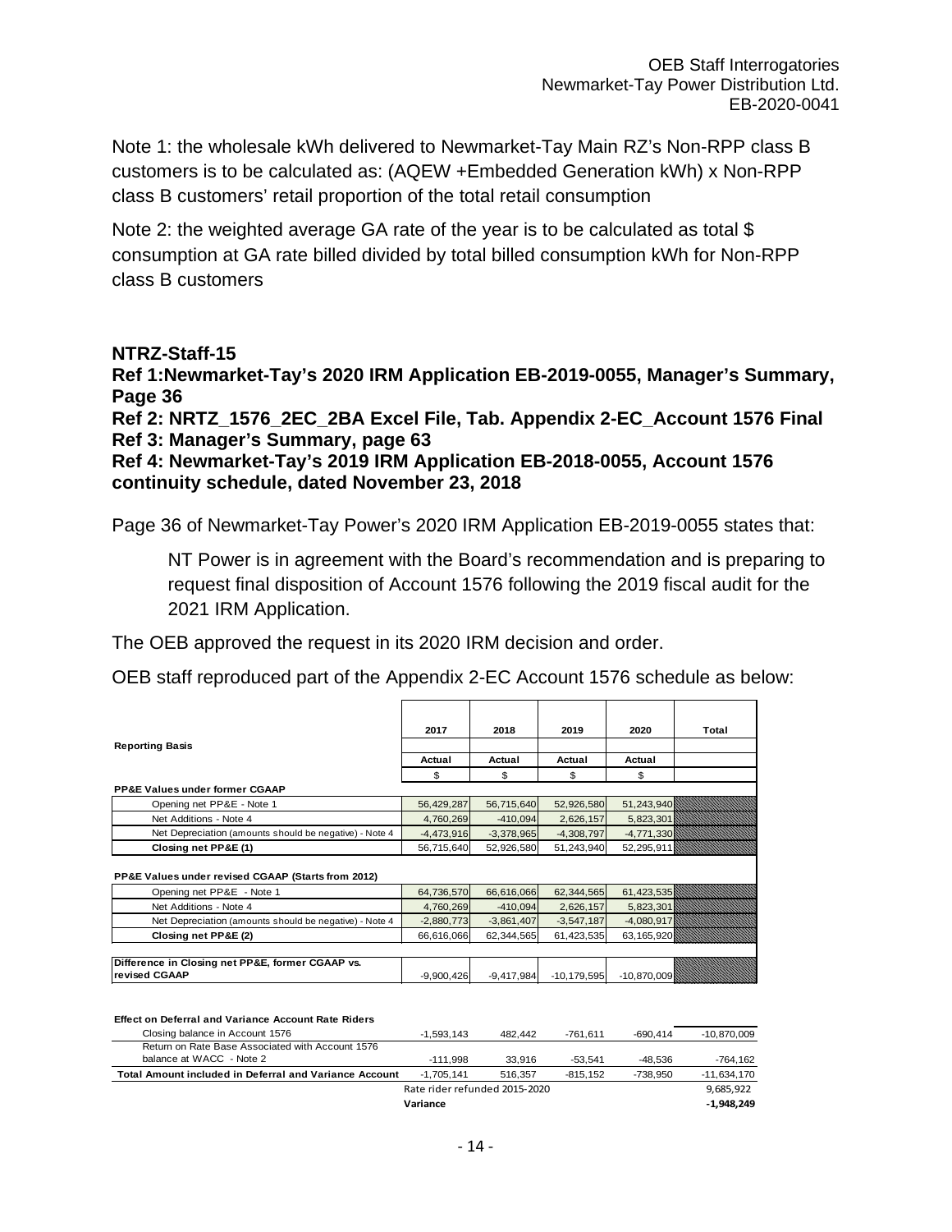Note 1: the wholesale kWh delivered to Newmarket-Tay Main RZ's Non-RPP class B customers is to be calculated as: (AQEW +Embedded Generation kWh) x Non-RPP class B customers' retail proportion of the total retail consumption

Note 2: the weighted average GA rate of the year is to be calculated as total $ consumption at GA rate billed divided by total billed consumption kWh for Non-RPP class B customers

**NTRZ-Staff-15**
**Ref 1:Newmarket-Tay's 2020 IRM Application EB-2019-0055, Manager's Summary, Page 36**
**Ref 2: NRTZ_1576_2EC_2BA Excel File, Tab. Appendix 2-EC_Account 1576 Final**
**Ref 3: Manager's Summary, page 63**
**Ref 4: Newmarket-Tay's 2019 IRM Application EB-2018-0055, Account 1576 continuity schedule, dated November 23, 2018**

Page 36 of Newmarket-Tay Power's 2020 IRM Application EB-2019-0055 states that:

> NT Power is in agreement with the Board's recommendation and is preparing to request final disposition of Account 1576 following the 2019 fiscal audit for the 2021 IRM Application.

The OEB approved the request in its 2020 IRM decision and order.

OEB staff reproduced part of the Appendix 2-EC Account 1576 schedule as below:

| | 2017 | 2018 | 2019 | 2020 | Total |
|---|---|---|---|---|---|
| **Reporting Basis** | | | | | |
| | Actual | Actual | Actual | Actual | |
| | $ | $ | $ | $ | |
| **PP&E Values under former CGAAP** | | | | | |
| Opening net PP&E - Note 1 | 56,429,287 | 56,715,640 | 52,926,580 | 51,243,940 | |
| Net Additions - Note 4 | 4,760,269 | -410,094 | 2,626,157 | 5,823,301 | |
| Net Depreciation (amounts should be negative) - Note 4 | -4,473,916 | -3,378,965 | -4,308,797 | -4,771,330 | |
| **Closing net PP&E (1)** | 56,715,640 | 52,926,580 | 51,243,940 | 52,295,911 | |
| **PP&E Values under revised CGAAP (Starts from 2012)** | | | | | |
| Opening net PP&E - Note 1 | 64,736,570 | 66,616,066 | 62,344,565 | 61,423,535 | |
| Net Additions - Note 4 | 4,760,269 | -410,094 | 2,626,157 | 5,823,301 | |
| Net Depreciation (amounts should be negative) - Note 4 | -2,880,773 | -3,861,407 | -3,547,187 | -4,080,917 | |
| **Closing net PP&E (2)** | 66,616,066 | 62,344,565 | 61,423,535 | 63,165,920 | |
| **Difference in Closing net PP&E, former CGAAP vs. revised CGAAP** | -9,900,426 | -9,417,984 | -10,179,595 | -10,870,009 | |
| **Effect on Deferral and Variance Account Rate Riders** | | | | | |
| Closing balance in Account 1576 | -1,593,143 | 482,442 | -761,611 | -690,414 | -10,870,009 |
| Return on Rate Base Associated with Account 1576 balance at WACC - Note 2 | -111,998 | 33,916 | -53,541 | -48,536 | -764,162 |
| **Total Amount included in Deferral and Variance Account** | -1,705,141 | 516,357 | -815,152 | -738,950 | -11,634,170 |
| | Rate rider refunded 2015-2020 | | | | 9,685,922 |
| | **Variance** | | | | **-1,948,249** |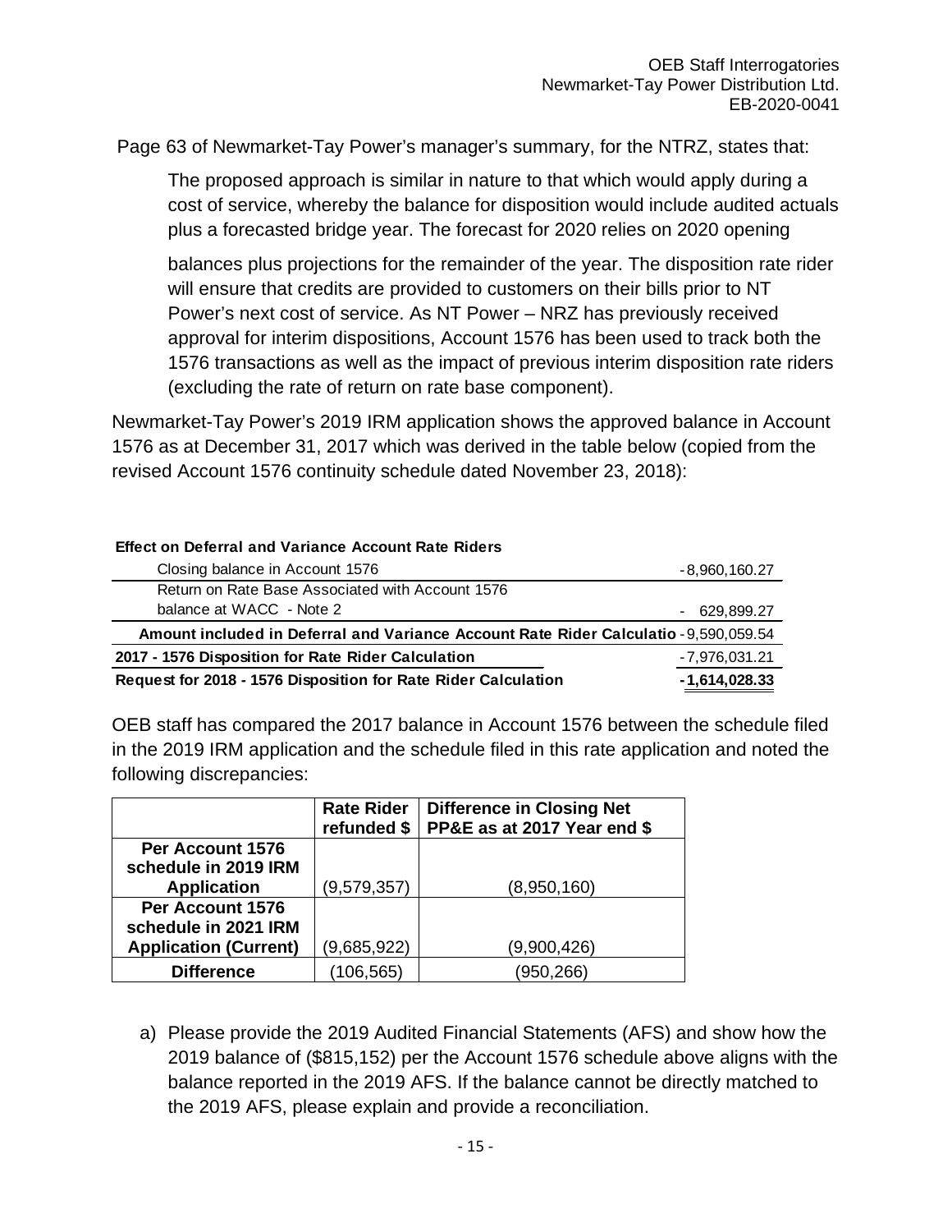Page 63 of Newmarket-Tay Power's manager's summary, for the NTRZ, states that:

> The proposed approach is similar in nature to that which would apply during a cost of service, whereby the balance for disposition would include audited actuals plus a forecasted bridge year. The forecast for 2020 relies on 2020 opening
>
> balances plus projections for the remainder of the year. The disposition rate rider will ensure that credits are provided to customers on their bills prior to NT Power's next cost of service. As NT Power – NRZ has previously received approval for interim dispositions, Account 1576 has been used to track both the 1576 transactions as well as the impact of previous interim disposition rate riders (excluding the rate of return on rate base component).

Newmarket-Tay Power's 2019 IRM application shows the approved balance in Account 1576 as at December 31, 2017 which was derived in the table below (copied from the revised Account 1576 continuity schedule dated November 23, 2018):

| **Effect on Deferral and Variance Account Rate Riders** | |
|---|---|
| Closing balance in Account 1576 | -8,960,160.27 |
| Return on Rate Base Associated with Account 1576 balance at WACC - Note 2 | - 629,899.27 |
| **Amount included in Deferral and Variance Account Rate Rider Calculatio** | -9,590,059.54 |
| **2017 - 1576 Disposition for Rate Rider Calculation** | -7,976,031.21 |
| **Request for 2018 - 1576 Disposition for Rate Rider Calculation** | **-1,614,028.33** |

OEB staff has compared the 2017 balance in Account 1576 between the schedule filed in the 2019 IRM application and the schedule filed in this rate application and noted the following discrepancies:

| | Rate Rider refunded $ | Difference in Closing Net PP&E as at 2017 Year end $ |
|---|---|---|
| **Per Account 1576 schedule in 2019 IRM Application** | (9,579,357) | (8,950,160) |
| **Per Account 1576 schedule in 2021 IRM Application (Current)** | (9,685,922) | (9,900,426) |
| **Difference** | (106,565) | (950,266) |

a) Please provide the 2019 Audited Financial Statements (AFS) and show how the 2019 balance of ($815,152) per the Account 1576 schedule above aligns with the balance reported in the 2019 AFS. If the balance cannot be directly matched to the 2019 AFS, please explain and provide a reconciliation.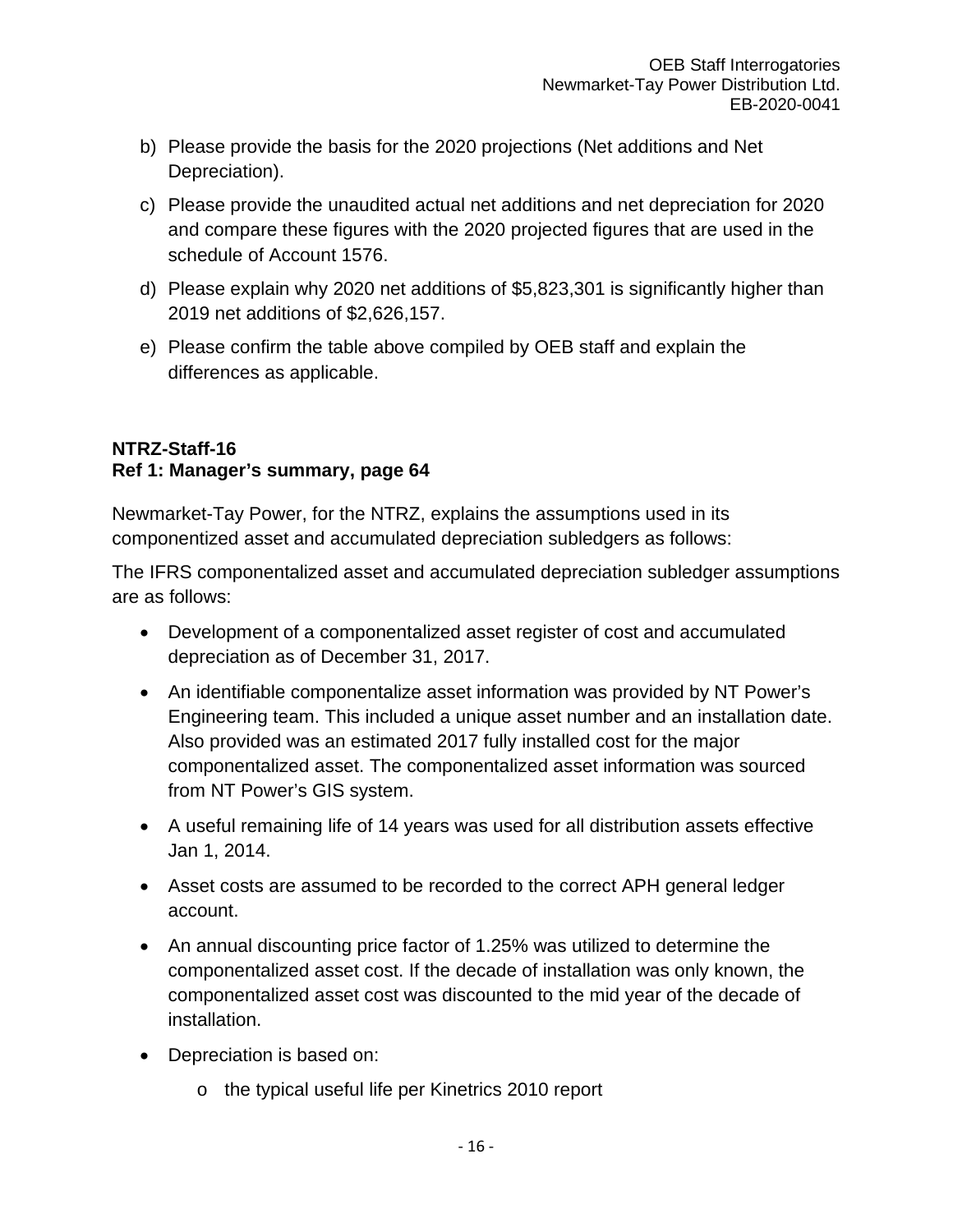b) Please provide the basis for the 2020 projections (Net additions and Net Depreciation).

c) Please provide the unaudited actual net additions and net depreciation for 2020 and compare these figures with the 2020 projected figures that are used in the schedule of Account 1576.

d) Please explain why 2020 net additions of $5,823,301 is significantly higher than 2019 net additions of $2,626,157.

e) Please confirm the table above compiled by OEB staff and explain the differences as applicable.

**NTRZ-Staff-16**
**Ref 1: Manager's summary, page 64**

Newmarket-Tay Power, for the NTRZ, explains the assumptions used in its componentized asset and accumulated depreciation subledgers as follows:

The IFRS componentalized asset and accumulated depreciation subledger assumptions are as follows:

- Development of a componentalized asset register of cost and accumulated depreciation as of December 31, 2017.
- An identifiable componentalize asset information was provided by NT Power's Engineering team. This included a unique asset number and an installation date. Also provided was an estimated 2017 fully installed cost for the major componentalized asset. The componentalized asset information was sourced from NT Power's GIS system.
- A useful remaining life of 14 years was used for all distribution assets effective Jan 1, 2014.
- Asset costs are assumed to be recorded to the correct APH general ledger account.
- An annual discounting price factor of 1.25% was utilized to determine the componentalized asset cost. If the decade of installation was only known, the componentalized asset cost was discounted to the mid year of the decade of installation.
- Depreciation is based on:
  - the typical useful life per Kinetrics 2010 report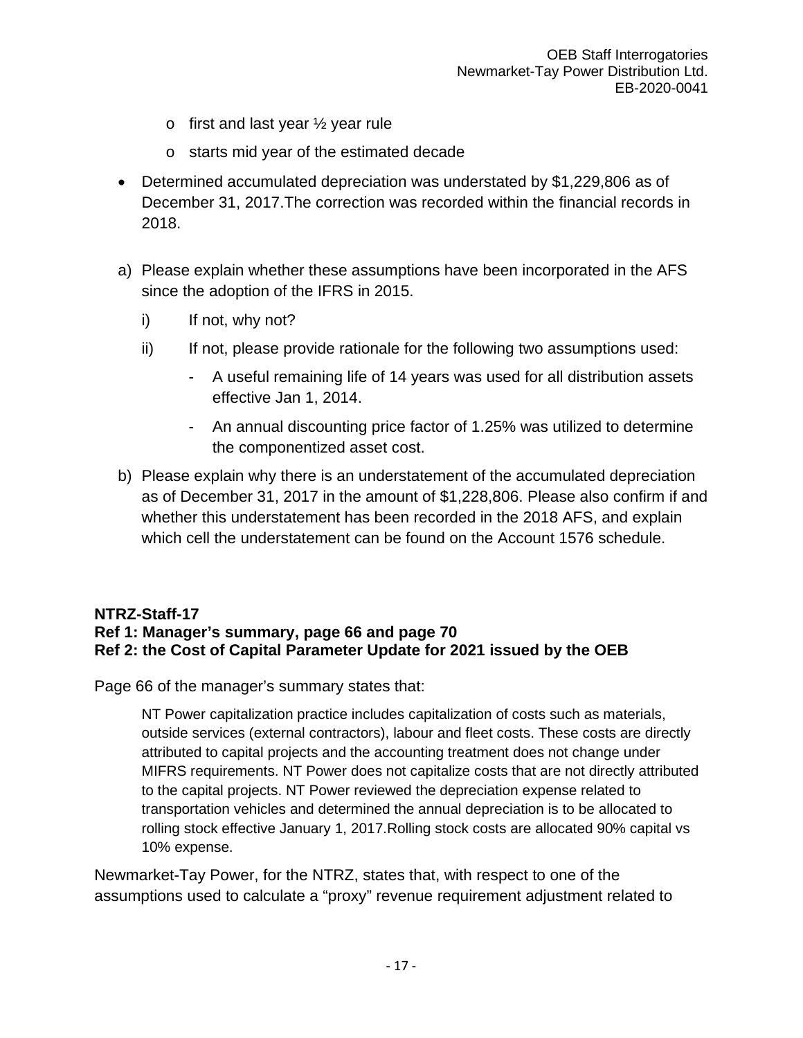- first and last year ½ year rule
  - starts mid year of the estimated decade

- Determined accumulated depreciation was understated by $1,229,806 as of December 31, 2017.The correction was recorded within the financial records in 2018.

a) Please explain whether these assumptions have been incorporated in the AFS since the adoption of the IFRS in 2015.

   i) If not, why not?

   ii) If not, please provide rationale for the following two assumptions used:

      - A useful remaining life of 14 years was used for all distribution assets effective Jan 1, 2014.
      - An annual discounting price factor of 1.25% was utilized to determine the componentized asset cost.

b) Please explain why there is an understatement of the accumulated depreciation as of December 31, 2017 in the amount of $1,228,806. Please also confirm if and whether this understatement has been recorded in the 2018 AFS, and explain which cell the understatement can be found on the Account 1576 schedule.

**NTRZ-Staff-17**
**Ref 1: Manager's summary, page 66 and page 70**
**Ref 2: the Cost of Capital Parameter Update for 2021 issued by the OEB**

Page 66 of the manager's summary states that:

> NT Power capitalization practice includes capitalization of costs such as materials, outside services (external contractors), labour and fleet costs. These costs are directly attributed to capital projects and the accounting treatment does not change under MIFRS requirements. NT Power does not capitalize costs that are not directly attributed to the capital projects. NT Power reviewed the depreciation expense related to transportation vehicles and determined the annual depreciation is to be allocated to rolling stock effective January 1, 2017.Rolling stock costs are allocated 90% capital vs 10% expense.

Newmarket-Tay Power, for the NTRZ, states that, with respect to one of the assumptions used to calculate a "proxy" revenue requirement adjustment related to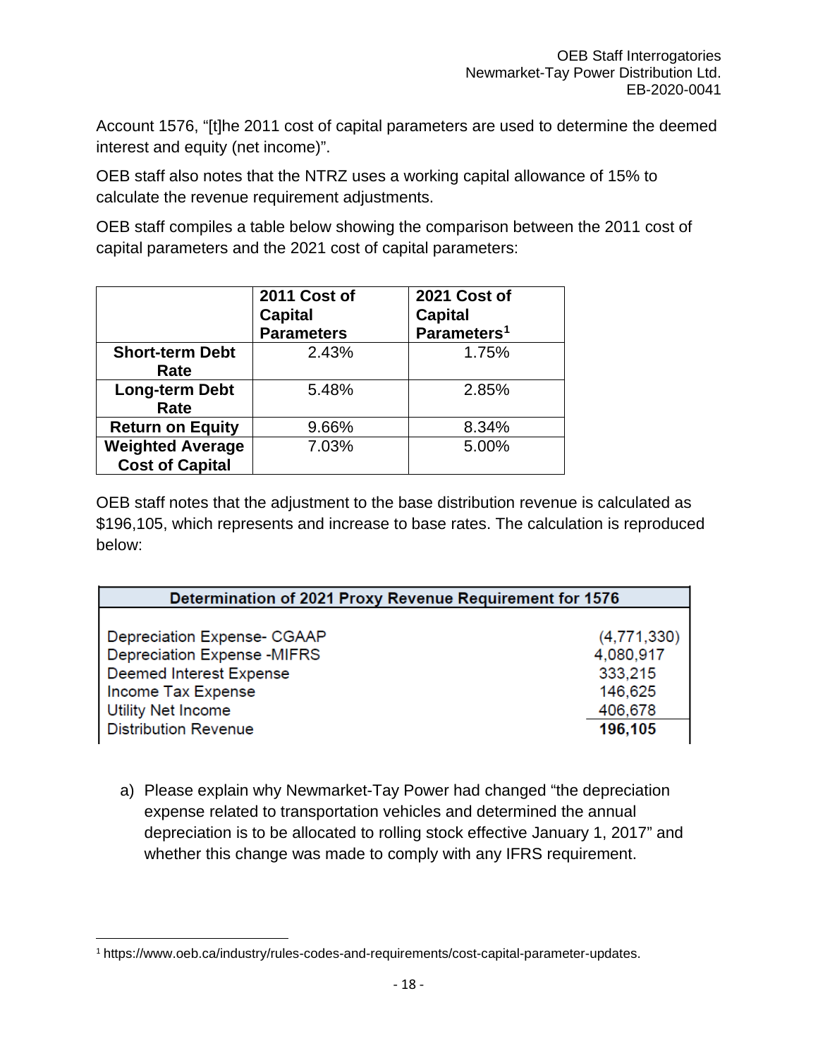Account 1576, "[t]he 2011 cost of capital parameters are used to determine the deemed interest and equity (net income)".

OEB staff also notes that the NTRZ uses a working capital allowance of 15% to calculate the revenue requirement adjustments.

OEB staff compiles a table below showing the comparison between the 2011 cost of capital parameters and the 2021 cost of capital parameters:

| | 2011 Cost of Capital Parameters | 2021 Cost of Capital Parameters[1] |
|---|---|---|
| **Short-term Debt Rate** | 2.43% | 1.75% |
| **Long-term Debt Rate** | 5.48% | 2.85% |
| **Return on Equity** | 9.66% | 8.34% |
| **Weighted Average Cost of Capital** | 7.03% | 5.00% |

OEB staff notes that the adjustment to the base distribution revenue is calculated as $196,105, which represents and increase to base rates. The calculation is reproduced below:

| Determination of 2021 Proxy Revenue Requirement for 1576 | |
|---|---|
| Depreciation Expense- CGAAP | (4,771,330) |
| Depreciation Expense -MIFRS | 4,080,917 |
| Deemed Interest Expense | 333,215 |
| Income Tax Expense | 146,625 |
| Utility Net Income | 406,678 |
| Distribution Revenue | **196,105** |

a) Please explain why Newmarket-Tay Power had changed "the depreciation expense related to transportation vehicles and determined the annual depreciation is to be allocated to rolling stock effective January 1, 2017" and whether this change was made to comply with any IFRS requirement.

[1] https://www.oeb.ca/industry/rules-codes-and-requirements/cost-capital-parameter-updates.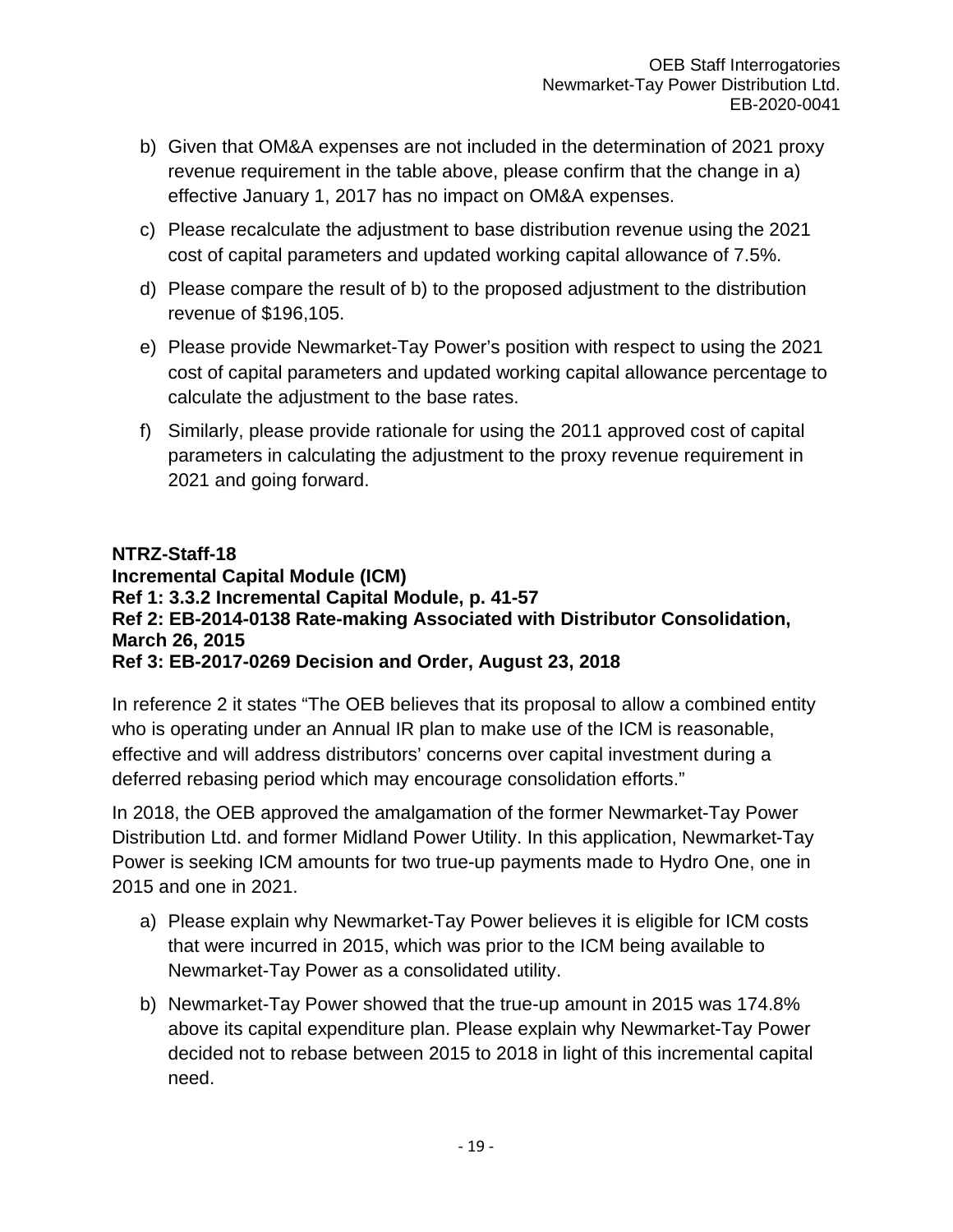b) Given that OM&A expenses are not included in the determination of 2021 proxy revenue requirement in the table above, please confirm that the change in a) effective January 1, 2017 has no impact on OM&A expenses.

c) Please recalculate the adjustment to base distribution revenue using the 2021 cost of capital parameters and updated working capital allowance of 7.5%.

d) Please compare the result of b) to the proposed adjustment to the distribution revenue of $196,105.

e) Please provide Newmarket-Tay Power's position with respect to using the 2021 cost of capital parameters and updated working capital allowance percentage to calculate the adjustment to the base rates.

f) Similarly, please provide rationale for using the 2011 approved cost of capital parameters in calculating the adjustment to the proxy revenue requirement in 2021 and going forward.

**NTRZ-Staff-18**
**Incremental Capital Module (ICM)**
**Ref 1: 3.3.2 Incremental Capital Module, p. 41-57**
**Ref 2: EB-2014-0138 Rate-making Associated with Distributor Consolidation, March 26, 2015**
**Ref 3: EB-2017-0269 Decision and Order, August 23, 2018**

In reference 2 it states "The OEB believes that its proposal to allow a combined entity who is operating under an Annual IR plan to make use of the ICM is reasonable, effective and will address distributors' concerns over capital investment during a deferred rebasing period which may encourage consolidation efforts."

In 2018, the OEB approved the amalgamation of the former Newmarket-Tay Power Distribution Ltd. and former Midland Power Utility. In this application, Newmarket-Tay Power is seeking ICM amounts for two true-up payments made to Hydro One, one in 2015 and one in 2021.

a) Please explain why Newmarket-Tay Power believes it is eligible for ICM costs that were incurred in 2015, which was prior to the ICM being available to Newmarket-Tay Power as a consolidated utility.

b) Newmarket-Tay Power showed that the true-up amount in 2015 was 174.8% above its capital expenditure plan. Please explain why Newmarket-Tay Power decided not to rebase between 2015 to 2018 in light of this incremental capital need.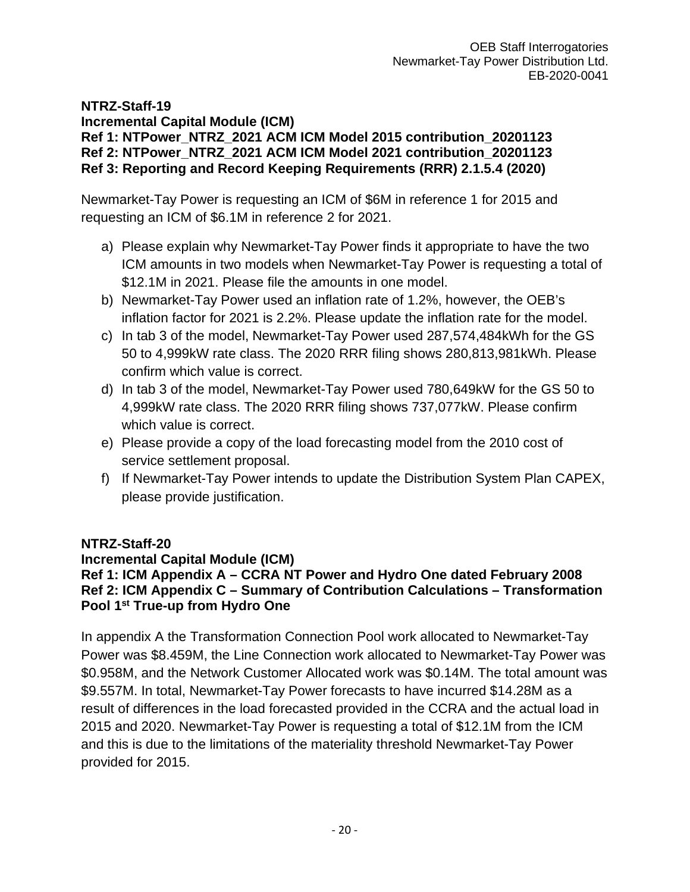**NTRZ-Staff-19**
**Incremental Capital Module (ICM)**
**Ref 1: NTPower_NTRZ_2021 ACM ICM Model 2015 contribution_20201123**
**Ref 2: NTPower_NTRZ_2021 ACM ICM Model 2021 contribution_20201123**
**Ref 3: Reporting and Record Keeping Requirements (RRR) 2.1.5.4 (2020)**

Newmarket-Tay Power is requesting an ICM of $6M in reference 1 for 2015 and requesting an ICM of $6.1M in reference 2 for 2021.

a) Please explain why Newmarket-Tay Power finds it appropriate to have the two ICM amounts in two models when Newmarket-Tay Power is requesting a total of $12.1M in 2021. Please file the amounts in one model.
b) Newmarket-Tay Power used an inflation rate of 1.2%, however, the OEB's inflation factor for 2021 is 2.2%. Please update the inflation rate for the model.
c) In tab 3 of the model, Newmarket-Tay Power used 287,574,484kWh for the GS 50 to 4,999kW rate class. The 2020 RRR filing shows 280,813,981kWh. Please confirm which value is correct.
d) In tab 3 of the model, Newmarket-Tay Power used 780,649kW for the GS 50 to 4,999kW rate class. The 2020 RRR filing shows 737,077kW. Please confirm which value is correct.
e) Please provide a copy of the load forecasting model from the 2010 cost of service settlement proposal.
f) If Newmarket-Tay Power intends to update the Distribution System Plan CAPEX, please provide justification.

**NTRZ-Staff-20**
**Incremental Capital Module (ICM)**
**Ref 1: ICM Appendix A – CCRA NT Power and Hydro One dated February 2008**
**Ref 2: ICM Appendix C – Summary of Contribution Calculations – Transformation Pool 1st True-up from Hydro One**

In appendix A the Transformation Connection Pool work allocated to Newmarket-Tay Power was $8.459M, the Line Connection work allocated to Newmarket-Tay Power was $0.958M, and the Network Customer Allocated work was $0.14M. The total amount was $9.557M. In total, Newmarket-Tay Power forecasts to have incurred $14.28M as a result of differences in the load forecasted provided in the CCRA and the actual load in 2015 and 2020. Newmarket-Tay Power is requesting a total of $12.1M from the ICM and this is due to the limitations of the materiality threshold Newmarket-Tay Power provided for 2015.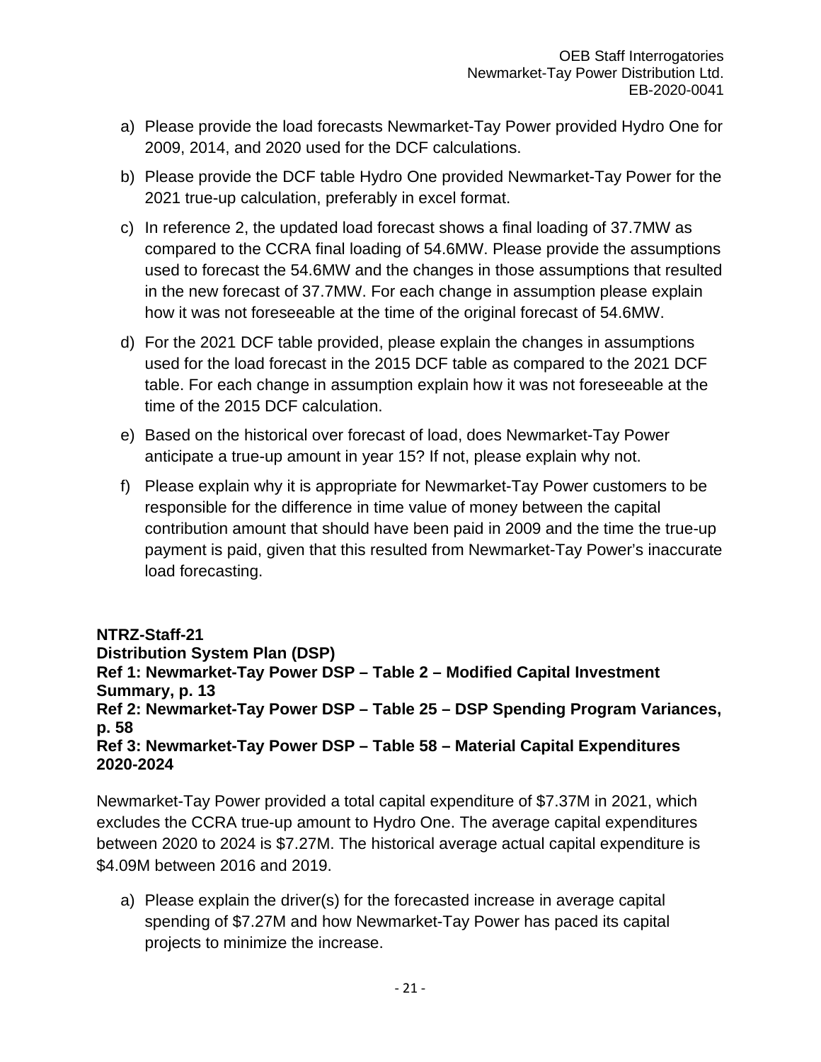a) Please provide the load forecasts Newmarket-Tay Power provided Hydro One for 2009, 2014, and 2020 used for the DCF calculations.

b) Please provide the DCF table Hydro One provided Newmarket-Tay Power for the 2021 true-up calculation, preferably in excel format.

c) In reference 2, the updated load forecast shows a final loading of 37.7MW as compared to the CCRA final loading of 54.6MW. Please provide the assumptions used to forecast the 54.6MW and the changes in those assumptions that resulted in the new forecast of 37.7MW. For each change in assumption please explain how it was not foreseeable at the time of the original forecast of 54.6MW.

d) For the 2021 DCF table provided, please explain the changes in assumptions used for the load forecast in the 2015 DCF table as compared to the 2021 DCF table. For each change in assumption explain how it was not foreseeable at the time of the 2015 DCF calculation.

e) Based on the historical over forecast of load, does Newmarket-Tay Power anticipate a true-up amount in year 15? If not, please explain why not.

f) Please explain why it is appropriate for Newmarket-Tay Power customers to be responsible for the difference in time value of money between the capital contribution amount that should have been paid in 2009 and the time the true-up payment is paid, given that this resulted from Newmarket-Tay Power's inaccurate load forecasting.

**NTRZ-Staff-21**
**Distribution System Plan (DSP)**
**Ref 1: Newmarket-Tay Power DSP – Table 2 – Modified Capital Investment Summary, p. 13**
**Ref 2: Newmarket-Tay Power DSP – Table 25 – DSP Spending Program Variances, p. 58**
**Ref 3: Newmarket-Tay Power DSP – Table 58 – Material Capital Expenditures 2020-2024**

Newmarket-Tay Power provided a total capital expenditure of $7.37M in 2021, which excludes the CCRA true-up amount to Hydro One. The average capital expenditures between 2020 to 2024 is $7.27M. The historical average actual capital expenditure is $4.09M between 2016 and 2019.

a) Please explain the driver(s) for the forecasted increase in average capital spending of $7.27M and how Newmarket-Tay Power has paced its capital projects to minimize the increase.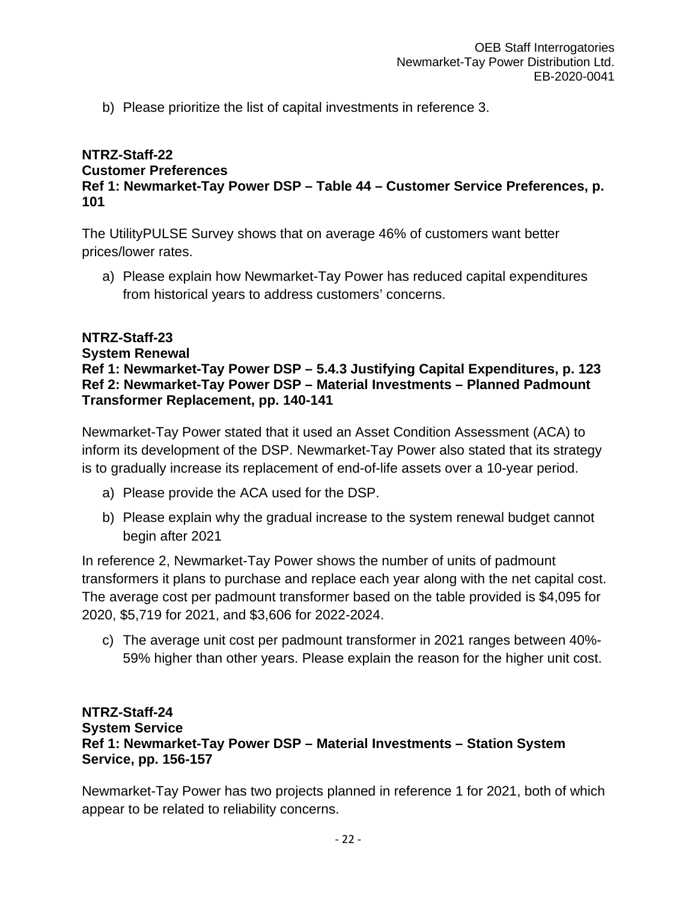b) Please prioritize the list of capital investments in reference 3.

**NTRZ-Staff-22**
**Customer Preferences**
**Ref 1: Newmarket-Tay Power DSP – Table 44 – Customer Service Preferences, p. 101**

The UtilityPULSE Survey shows that on average 46% of customers want better prices/lower rates.

a) Please explain how Newmarket-Tay Power has reduced capital expenditures from historical years to address customers' concerns.

**NTRZ-Staff-23**
**System Renewal**
**Ref 1: Newmarket-Tay Power DSP – 5.4.3 Justifying Capital Expenditures, p. 123**
**Ref 2: Newmarket-Tay Power DSP – Material Investments – Planned Padmount Transformer Replacement, pp. 140-141**

Newmarket-Tay Power stated that it used an Asset Condition Assessment (ACA) to inform its development of the DSP. Newmarket-Tay Power also stated that its strategy is to gradually increase its replacement of end-of-life assets over a 10-year period.

a) Please provide the ACA used for the DSP.

b) Please explain why the gradual increase to the system renewal budget cannot begin after 2021

In reference 2, Newmarket-Tay Power shows the number of units of padmount transformers it plans to purchase and replace each year along with the net capital cost. The average cost per padmount transformer based on the table provided is $4,095 for 2020, $5,719 for 2021, and $3,606 for 2022-2024.

c) The average unit cost per padmount transformer in 2021 ranges between 40%-59% higher than other years. Please explain the reason for the higher unit cost.

**NTRZ-Staff-24**
**System Service**
**Ref 1: Newmarket-Tay Power DSP – Material Investments – Station System Service, pp. 156-157**

Newmarket-Tay Power has two projects planned in reference 1 for 2021, both of which appear to be related to reliability concerns.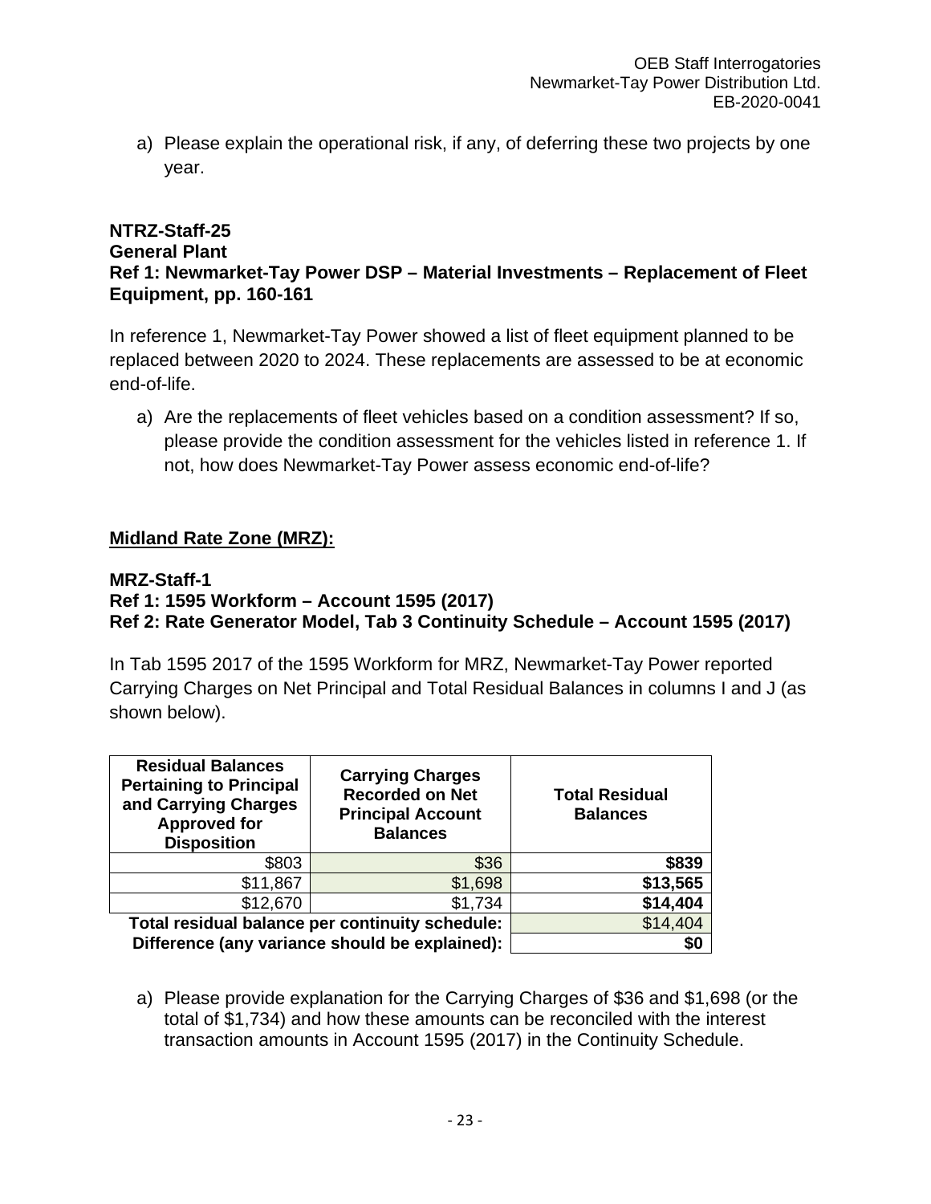a) Please explain the operational risk, if any, of deferring these two projects by one year.

**NTRZ-Staff-25**
**General Plant**
**Ref 1: Newmarket-Tay Power DSP – Material Investments – Replacement of Fleet Equipment, pp. 160-161**

In reference 1, Newmarket-Tay Power showed a list of fleet equipment planned to be replaced between 2020 to 2024. These replacements are assessed to be at economic end-of-life.

a) Are the replacements of fleet vehicles based on a condition assessment? If so, please provide the condition assessment for the vehicles listed in reference 1. If not, how does Newmarket-Tay Power assess economic end-of-life?

## Midland Rate Zone (MRZ):

**MRZ-Staff-1**
**Ref 1: 1595 Workform – Account 1595 (2017)**
**Ref 2: Rate Generator Model, Tab 3 Continuity Schedule – Account 1595 (2017)**

In Tab 1595 2017 of the 1595 Workform for MRZ, Newmarket-Tay Power reported Carrying Charges on Net Principal and Total Residual Balances in columns I and J (as shown below).

| Residual Balances Pertaining to Principal and Carrying Charges Approved for Disposition | Carrying Charges Recorded on Net Principal Account Balances | Total Residual Balances |
|---|---|---|
| $803 | $36 | **$839** |
| $11,867 | $1,698 | **$13,565** |
| $12,670 | $1,734 | **$14,404** |
| **Total residual balance per continuity schedule:** | | $14,404 |
| **Difference (any variance should be explained):** | | **$0** |

a) Please provide explanation for the Carrying Charges of $36 and $1,698 (or the total of $1,734) and how these amounts can be reconciled with the interest transaction amounts in Account 1595 (2017) in the Continuity Schedule.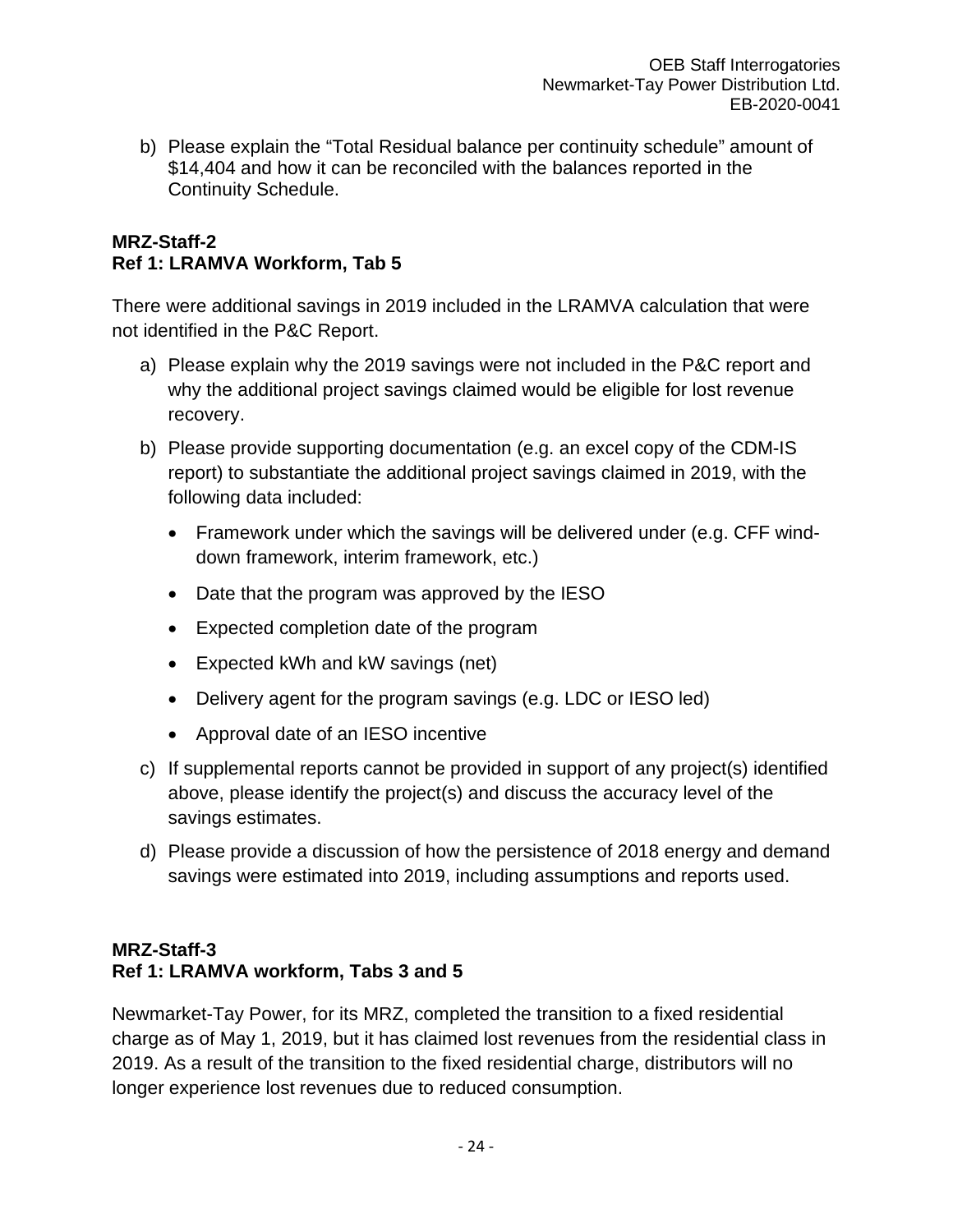b) Please explain the “Total Residual balance per continuity schedule” amount of $14,404 and how it can be reconciled with the balances reported in the Continuity Schedule.

**MRZ-Staff-2**
**Ref 1: LRAMVA Workform, Tab 5**

There were additional savings in 2019 included in the LRAMVA calculation that were not identified in the P&C Report.

a) Please explain why the 2019 savings were not included in the P&C report and why the additional project savings claimed would be eligible for lost revenue recovery.

b) Please provide supporting documentation (e.g. an excel copy of the CDM-IS report) to substantiate the additional project savings claimed in 2019, with the following data included:

- Framework under which the savings will be delivered under (e.g. CFF wind-down framework, interim framework, etc.)
- Date that the program was approved by the IESO
- Expected completion date of the program
- Expected kWh and kW savings (net)
- Delivery agent for the program savings (e.g. LDC or IESO led)
- Approval date of an IESO incentive

c) If supplemental reports cannot be provided in support of any project(s) identified above, please identify the project(s) and discuss the accuracy level of the savings estimates.

d) Please provide a discussion of how the persistence of 2018 energy and demand savings were estimated into 2019, including assumptions and reports used.

**MRZ-Staff-3**
**Ref 1: LRAMVA workform, Tabs 3 and 5**

Newmarket-Tay Power, for its MRZ, completed the transition to a fixed residential charge as of May 1, 2019, but it has claimed lost revenues from the residential class in 2019. As a result of the transition to the fixed residential charge, distributors will no longer experience lost revenues due to reduced consumption.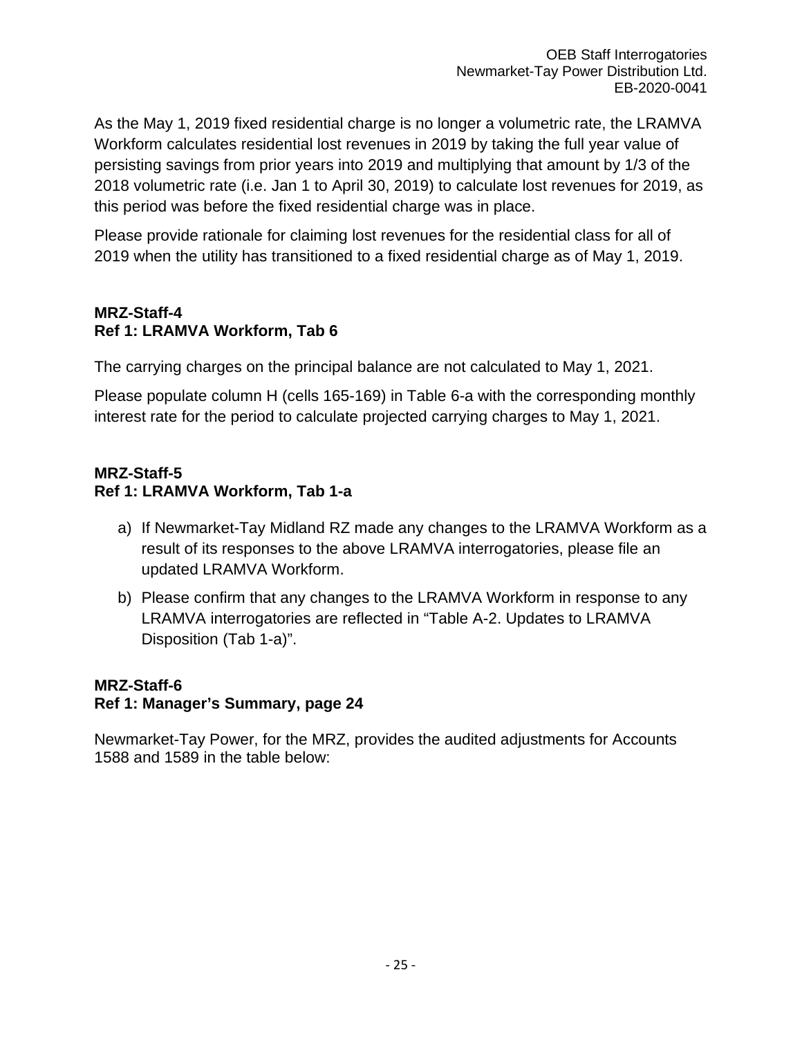As the May 1, 2019 fixed residential charge is no longer a volumetric rate, the LRAMVA Workform calculates residential lost revenues in 2019 by taking the full year value of persisting savings from prior years into 2019 and multiplying that amount by 1/3 of the 2018 volumetric rate (i.e. Jan 1 to April 30, 2019) to calculate lost revenues for 2019, as this period was before the fixed residential charge was in place.

Please provide rationale for claiming lost revenues for the residential class for all of 2019 when the utility has transitioned to a fixed residential charge as of May 1, 2019.

**MRZ-Staff-4**
**Ref 1: LRAMVA Workform, Tab 6**

The carrying charges on the principal balance are not calculated to May 1, 2021.

Please populate column H (cells 165-169) in Table 6-a with the corresponding monthly interest rate for the period to calculate projected carrying charges to May 1, 2021.

**MRZ-Staff-5**
**Ref 1: LRAMVA Workform, Tab 1-a**

a) If Newmarket-Tay Midland RZ made any changes to the LRAMVA Workform as a result of its responses to the above LRAMVA interrogatories, please file an updated LRAMVA Workform.

b) Please confirm that any changes to the LRAMVA Workform in response to any LRAMVA interrogatories are reflected in "Table A-2. Updates to LRAMVA Disposition (Tab 1-a)".

**MRZ-Staff-6**
**Ref 1: Manager's Summary, page 24**

Newmarket-Tay Power, for the MRZ, provides the audited adjustments for Accounts 1588 and 1589 in the table below: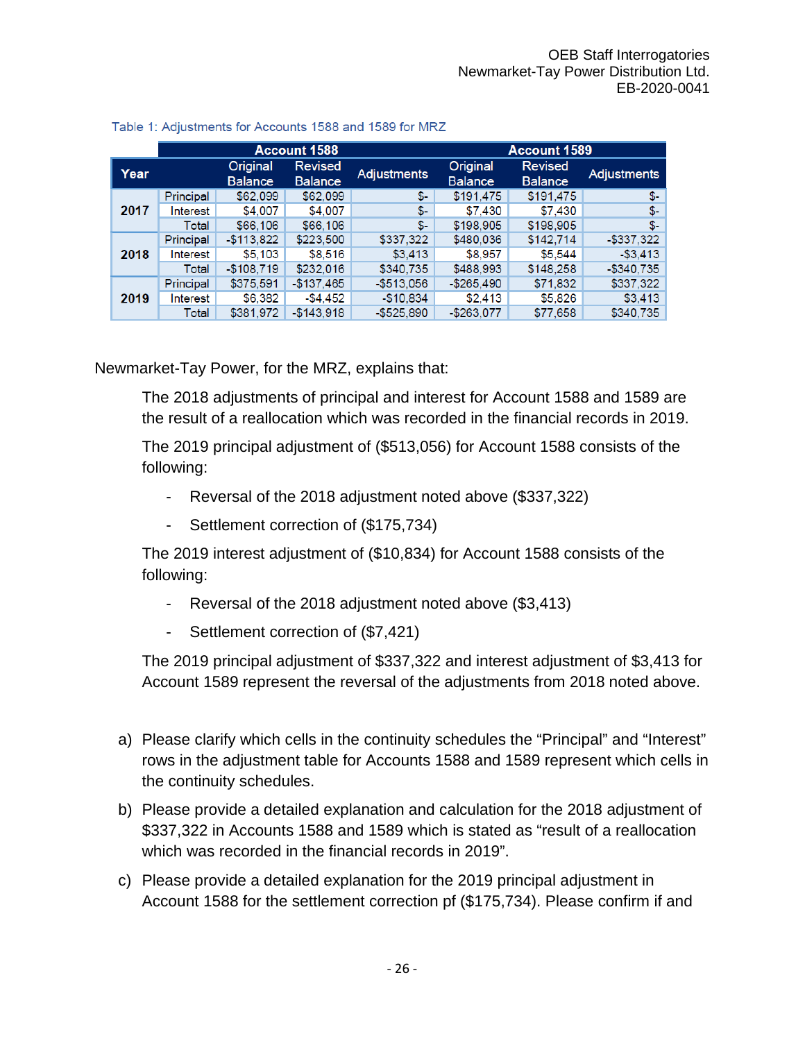Table 1: Adjustments for Accounts 1588 and 1589 for MRZ

| Year | | Account 1588 | | | Account 1589 | | |
|---|---|---|---|---|---|---|---|
| | | Original Balance | Revised Balance | Adjustments | Original Balance | Revised Balance | Adjustments |
| 2017 | Principal | $62,099 | $62,099 | $- | $191,475 | $191,475 | $- |
| | Interest | $4,007 | $4,007 | $- | $7,430 | $7,430 | $- |
| | Total | $66,106 | $66,106 | $- | $198,905 | $198,905 | $- |
| 2018 | Principal | -$113,822 | $223,500 | $337,322 | $480,036 | $142,714 | -$337,322 |
| | Interest | $5,103 | $8,516 | $3,413 | $8,957 | $5,544 | -$3,413 |
| | Total | -$108,719 | $232,016 | $340,735 | $488,993 | $148,258 | -$340,735 |
| 2019 | Principal | $375,591 | -$137,465 | -$513,056 | -$265,490 | $71,832 | $337,322 |
| | Interest | $6,382 | -$4,452 | -$10,834 | $2,413 | $5,826 | $3,413 |
| | Total | $381,972 | -$143,918 | -$525,890 | -$263,077 | $77,658 | $340,735 |

Newmarket-Tay Power, for the MRZ, explains that:

> The 2018 adjustments of principal and interest for Account 1588 and 1589 are the result of a reallocation which was recorded in the financial records in 2019.
>
> The 2019 principal adjustment of ($513,056) for Account 1588 consists of the following:
>
> - Reversal of the 2018 adjustment noted above ($337,322)
> - Settlement correction of ($175,734)
>
> The 2019 interest adjustment of ($10,834) for Account 1588 consists of the following:
>
> - Reversal of the 2018 adjustment noted above ($3,413)
> - Settlement correction of ($7,421)
>
> The 2019 principal adjustment of $337,322 and interest adjustment of $3,413 for Account 1589 represent the reversal of the adjustments from 2018 noted above.

a) Please clarify which cells in the continuity schedules the "Principal" and "Interest" rows in the adjustment table for Accounts 1588 and 1589 represent which cells in the continuity schedules.

b) Please provide a detailed explanation and calculation for the 2018 adjustment of $337,322 in Accounts 1588 and 1589 which is stated as "result of a reallocation which was recorded in the financial records in 2019".

c) Please provide a detailed explanation for the 2019 principal adjustment in Account 1588 for the settlement correction pf ($175,734). Please confirm if and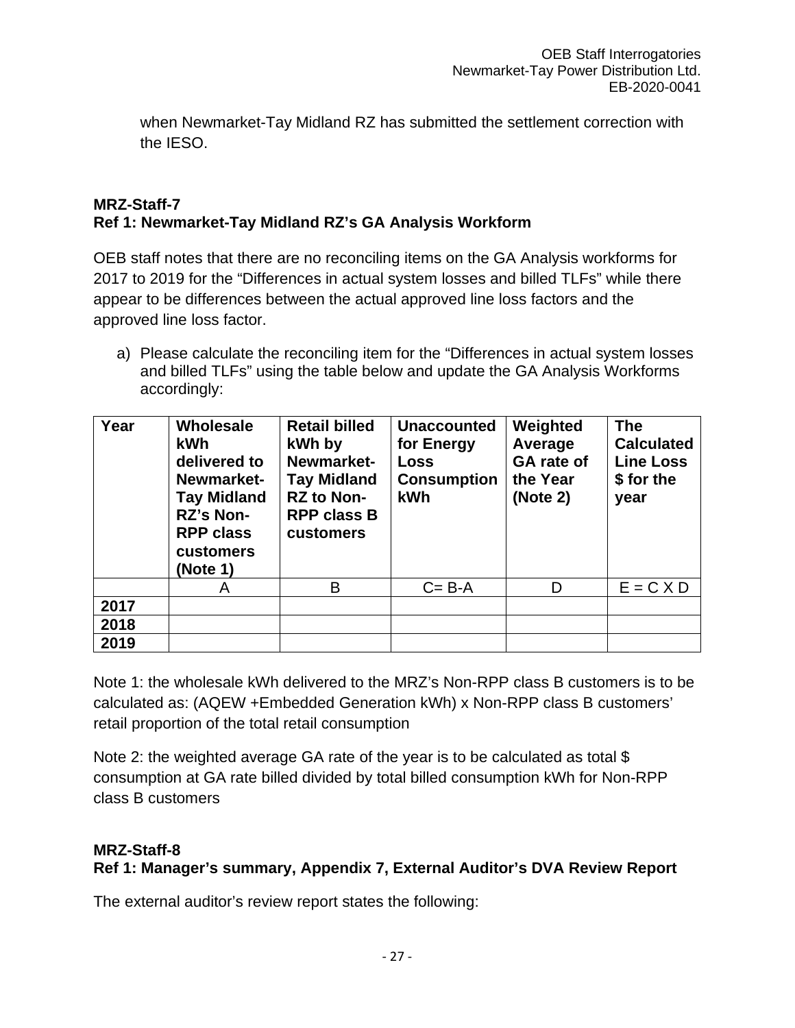when Newmarket-Tay Midland RZ has submitted the settlement correction with the IESO.

**MRZ-Staff-7**
**Ref 1: Newmarket-Tay Midland RZ's GA Analysis Workform**

OEB staff notes that there are no reconciling items on the GA Analysis workforms for 2017 to 2019 for the "Differences in actual system losses and billed TLFs" while there appear to be differences between the actual approved line loss factors and the approved line loss factor.

a) Please calculate the reconciling item for the "Differences in actual system losses and billed TLFs" using the table below and update the GA Analysis Workforms accordingly:

| Year | Wholesale kWh delivered to Newmarket-Tay Midland RZ's Non-RPP class customers (Note 1) | Retail billed kWh by Newmarket-Tay Midland RZ to Non-RPP class B customers | Unaccounted for Energy Loss Consumption kWh | Weighted Average GA rate of the Year (Note 2) | The Calculated Line Loss $ for the year |
|---|---|---|---|---|---|
| | A | B | C= B-A | D | E = C X D |
| 2017 | | | | | |
| 2018 | | | | | |
| 2019 | | | | | |

Note 1: the wholesale kWh delivered to the MRZ's Non-RPP class B customers is to be calculated as: (AQEW +Embedded Generation kWh) x Non-RPP class B customers' retail proportion of the total retail consumption

Note 2: the weighted average GA rate of the year is to be calculated as total $ consumption at GA rate billed divided by total billed consumption kWh for Non-RPP class B customers

**MRZ-Staff-8**
**Ref 1: Manager's summary, Appendix 7, External Auditor's DVA Review Report**

The external auditor's review report states the following: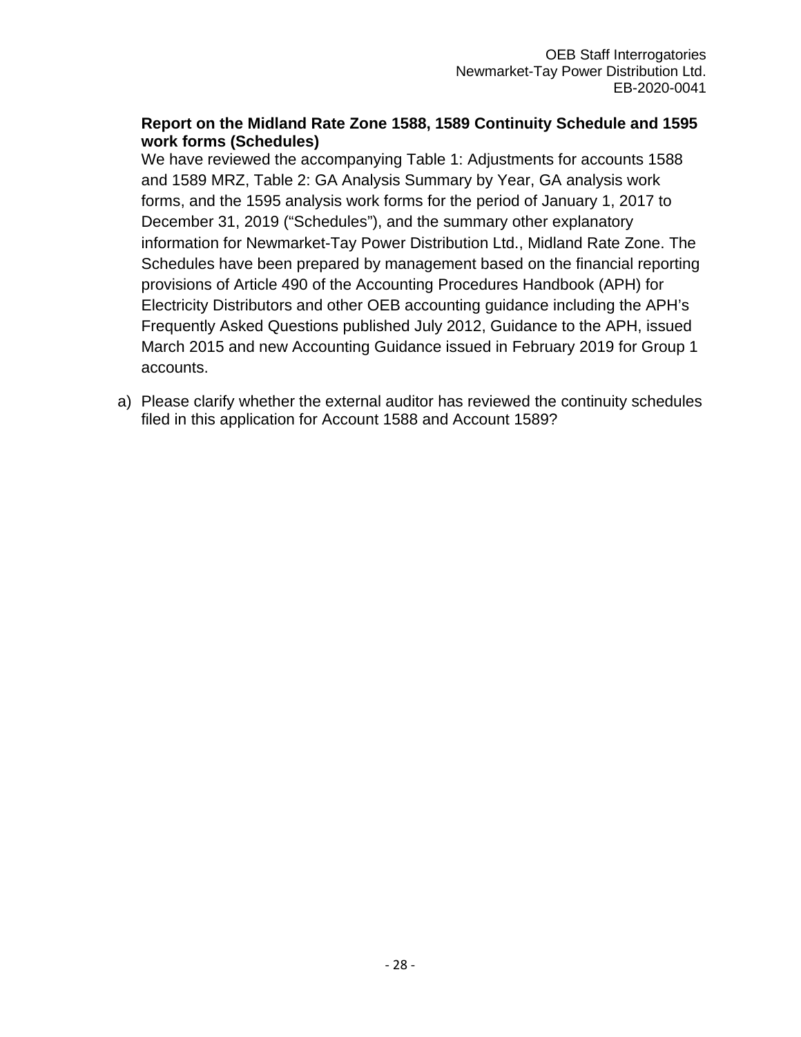**Report on the Midland Rate Zone 1588, 1589 Continuity Schedule and 1595 work forms (Schedules)**

We have reviewed the accompanying Table 1: Adjustments for accounts 1588 and 1589 MRZ, Table 2: GA Analysis Summary by Year, GA analysis work forms, and the 1595 analysis work forms for the period of January 1, 2017 to December 31, 2019 ("Schedules"), and the summary other explanatory information for Newmarket-Tay Power Distribution Ltd., Midland Rate Zone. The Schedules have been prepared by management based on the financial reporting provisions of Article 490 of the Accounting Procedures Handbook (APH) for Electricity Distributors and other OEB accounting guidance including the APH's Frequently Asked Questions published July 2012, Guidance to the APH, issued March 2015 and new Accounting Guidance issued in February 2019 for Group 1 accounts.

a) Please clarify whether the external auditor has reviewed the continuity schedules filed in this application for Account 1588 and Account 1589?